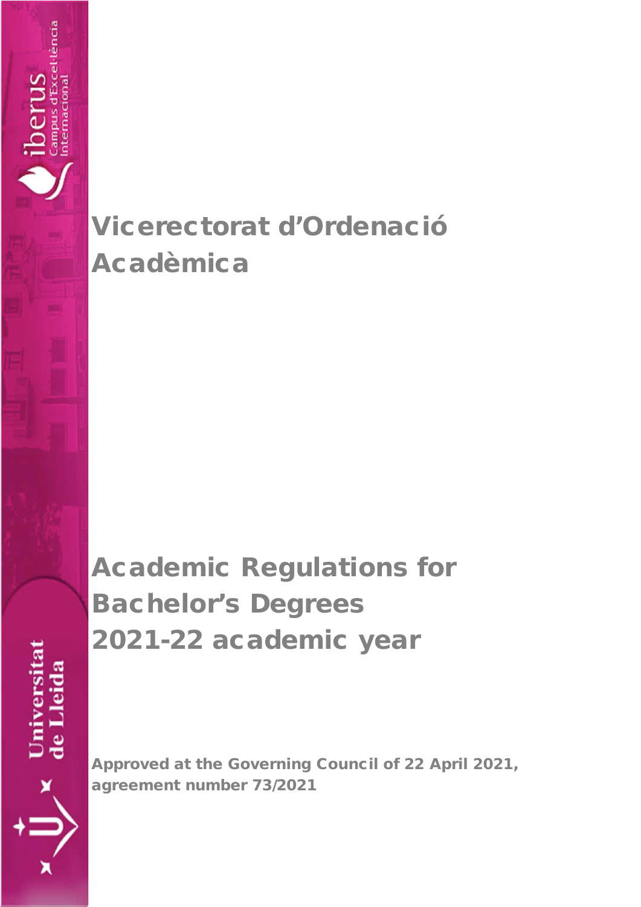# Vicerectorat d'Ordenació Acadèmica

# Academic Regulations for Bachelor's Degrees 2021-22 academic year

**Approved at the Governing Council of 22 April 2021, agreement number 73/2021**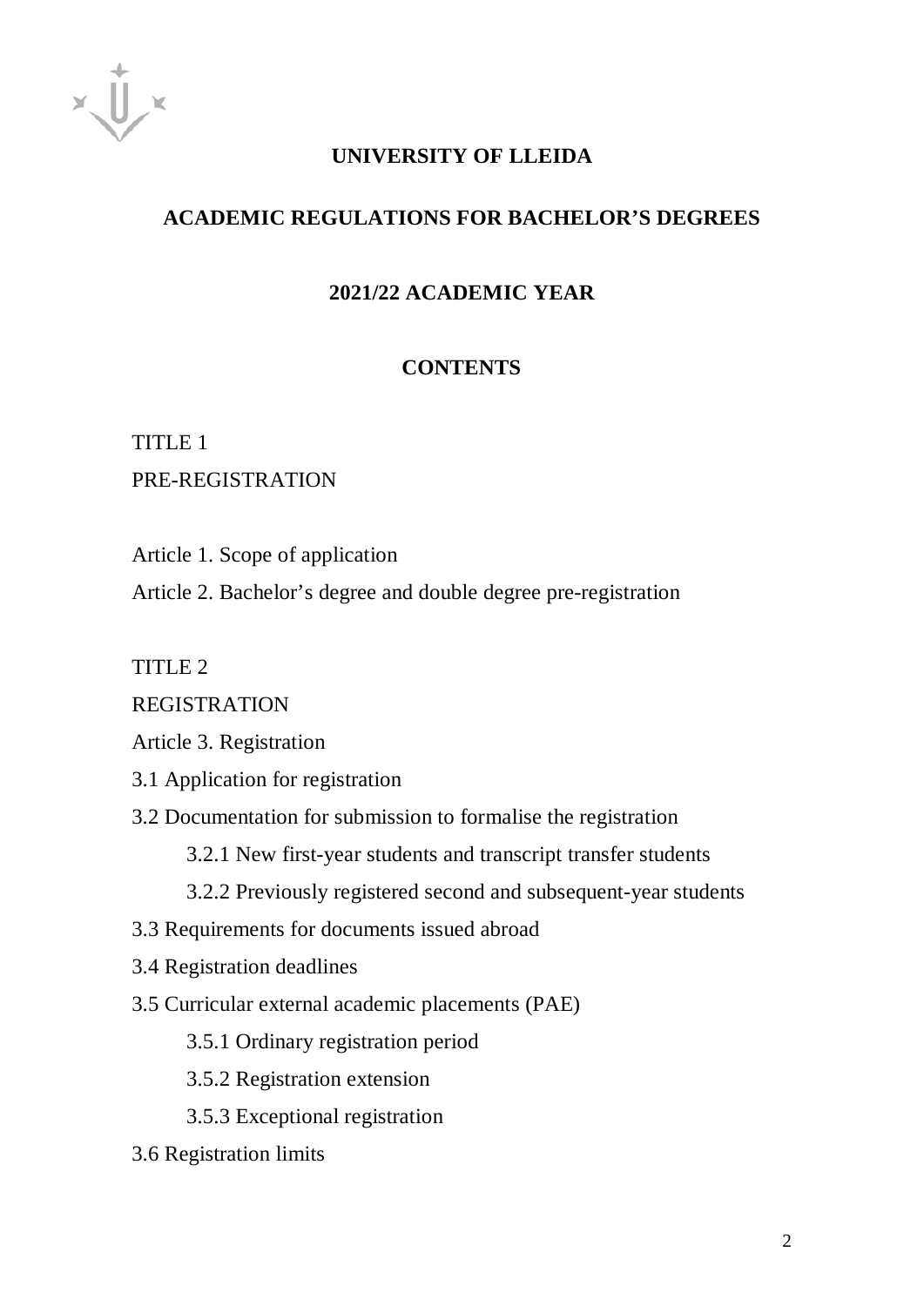# UNIVERSITY OF LLEIDA

## ACADEMIC REGULATIONS FOR BACHELOR'S DEGREES

## 2021/22 ACADEMIC YEAR

## CONTENTS

TITLE 1

PRE-REGISTRATION

Article 1. Scope of application

Article 2. Bachelor's degree and double degree pre-registration

TITLE 2

REGISTRATION

Article 3. Registration

3.1 Application for registration

3.2 Documentation for submission to formalise the registration

- 3.2.1 New first-year students and transcript transfer students
- 3.2.2 Previously registered second and subsequent-year students

3.3 Requirements for documents issued abroad

3.4 Registration deadlines

3.5 Curricular external academic placements (PAE)

- 3.5.1 Ordinary registration period
- 3.5.2 Registration extension
- 3.5.3 Exceptional registration

3.6 Registration limits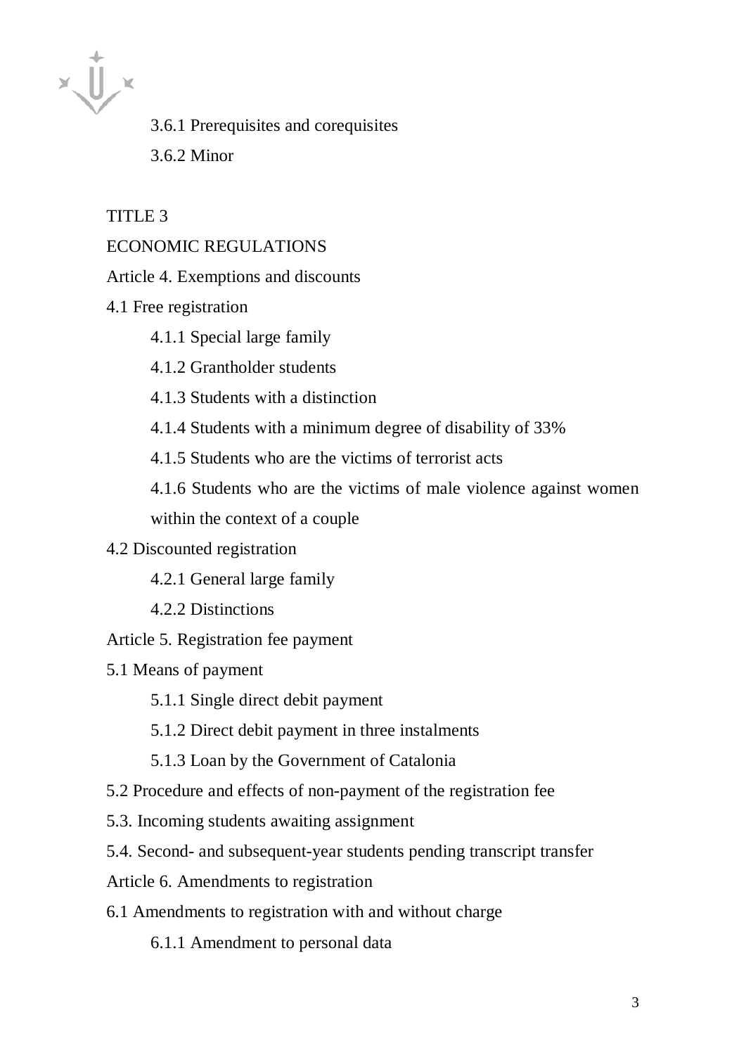3.6.1 Prerequisites and corequisites

3.6.2 Minor

TITLE 3

ECONOMIC REGULATIONS

Article 4. Exemptions and discounts

4.1 Free registration

- 4.1.1 Special large family
- 4.1.2 Grantholder students
- 4.1.3 Students with a distinction
- 4.1.4 Students with a minimum degree of disability of 33%
- 4.1.5 Students who are the victims of terrorist acts
- 4.1.6 Students who are the victims of male violence against women within the context of a couple

4.2 Discounted registration

- 4.2.1 General large family
- 4.2.2 Distinctions

Article 5. Registration fee payment

5.1 Means of payment

- 5.1.1 Single direct debit payment
- 5.1.2 Direct debit payment in three instalments
- 5.1.3 Loan by the Government of Catalonia

5.2 Procedure and effects of non-payment of the registration fee

5.3. Incoming students awaiting assignment

5.4. Second- and subsequent-year students pending transcript transfer

Article 6. Amendments to registration

6.1 Amendments to registration with and without charge

- 6.1.1 Amendment to personal data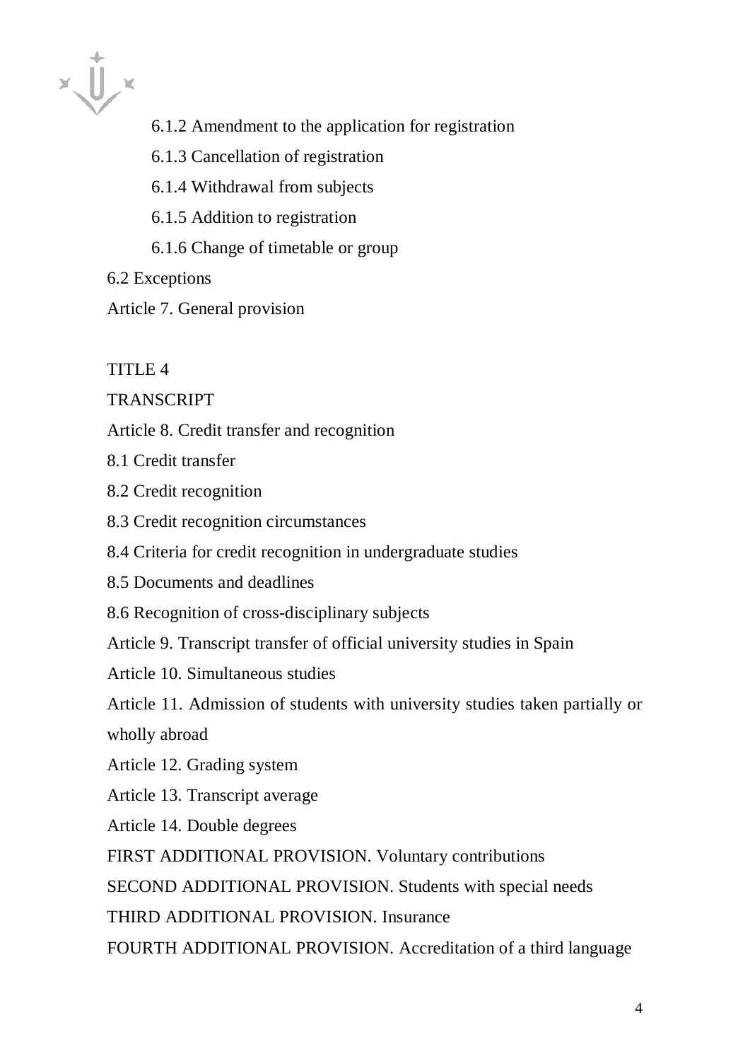6.1.2 Amendment to the application for registration

6.1.3 Cancellation of registration

6.1.4 Withdrawal from subjects

6.1.5 Addition to registration

6.1.6 Change of timetable or group

6.2 Exceptions

Article 7. General provision

TITLE 4

TRANSCRIPT

Article 8. Credit transfer and recognition

8.1 Credit transfer

8.2 Credit recognition

8.3 Credit recognition circumstances

8.4 Criteria for credit recognition in undergraduate studies

8.5 Documents and deadlines

8.6 Recognition of cross-disciplinary subjects

Article 9. Transcript transfer of official university studies in Spain

Article 10. Simultaneous studies

Article 11. Admission of students with university studies taken partially or wholly abroad

Article 12. Grading system

Article 13. Transcript average

Article 14. Double degrees

FIRST ADDITIONAL PROVISION. Voluntary contributions

SECOND ADDITIONAL PROVISION. Students with special needs

THIRD ADDITIONAL PROVISION. Insurance

FOURTH ADDITIONAL PROVISION. Accreditation of a third language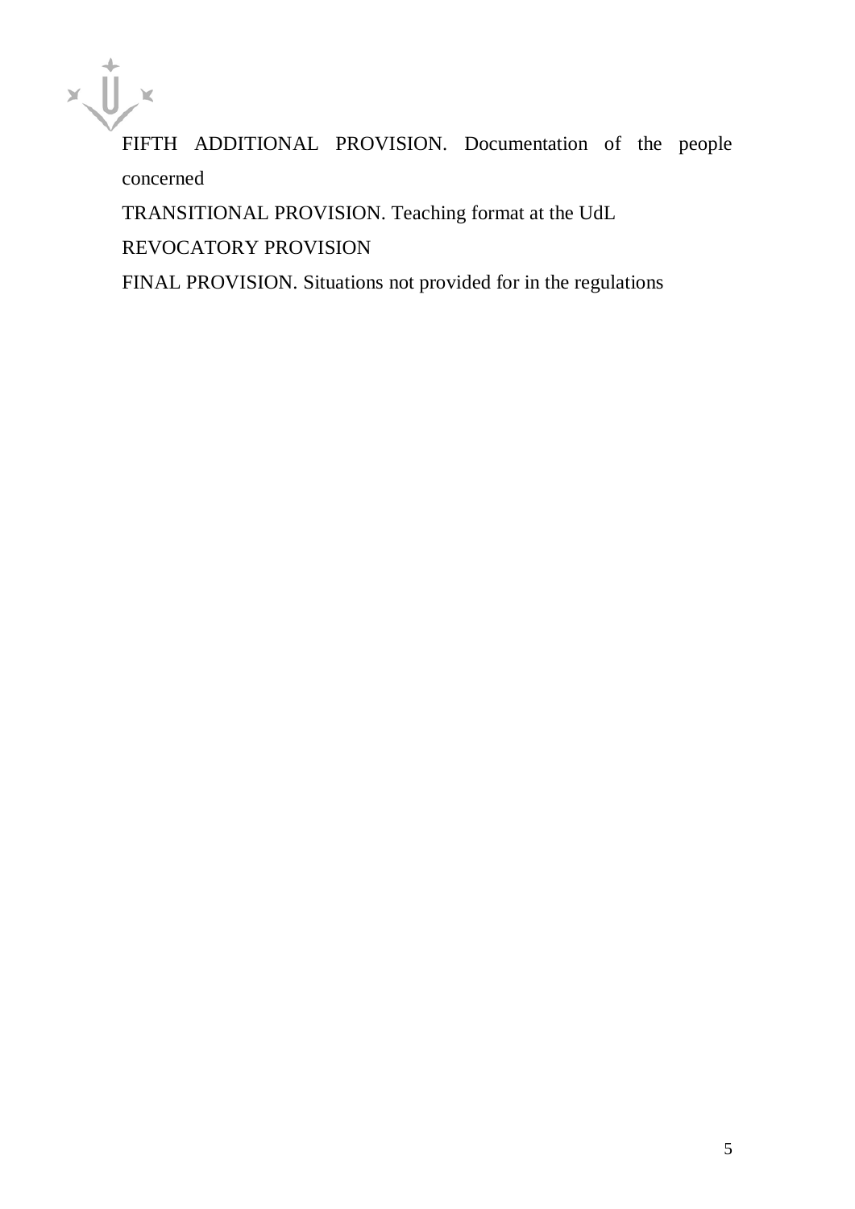FIFTH ADDITIONAL PROVISION. Documentation of the people concerned

TRANSITIONAL PROVISION. Teaching format at the UdL

REVOCATORY PROVISION

FINAL PROVISION. Situations not provided for in the regulations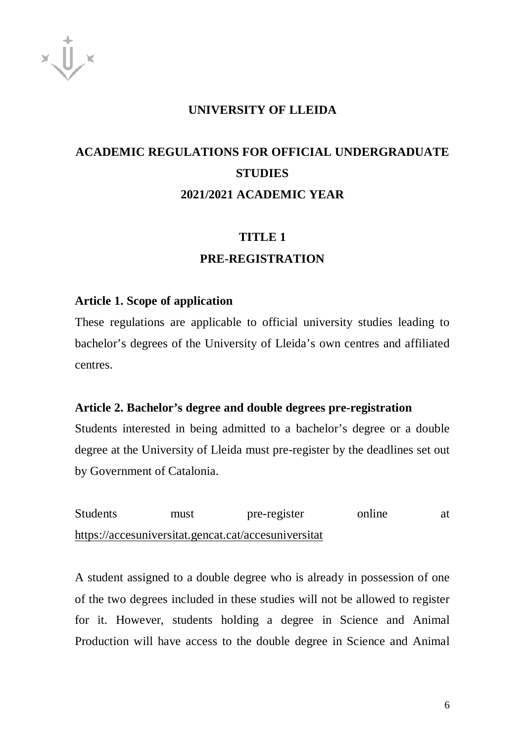# UNIVERSITY OF LLEIDA

## ACADEMIC REGULATIONS FOR OFFICIAL UNDERGRADUATE STUDIES

## 2021/2021 ACADEMIC YEAR

## TITLE 1

## PRE-REGISTRATION

### Article 1. Scope of application

These regulations are applicable to official university studies leading to bachelor's degrees of the University of Lleida's own centres and affiliated centres.

### Article 2. Bachelor's degree and double degrees pre-registration

Students interested in being admitted to a bachelor's degree or a double degree at the University of Lleida must pre-register by the deadlines set out by Government of Catalonia.

Students must pre-register online at https://accesuniversitat.gencat.cat/accesuniversitat

A student assigned to a double degree who is already in possession of one of the two degrees included in these studies will not be allowed to register for it. However, students holding a degree in Science and Animal Production will have access to the double degree in Science and Animal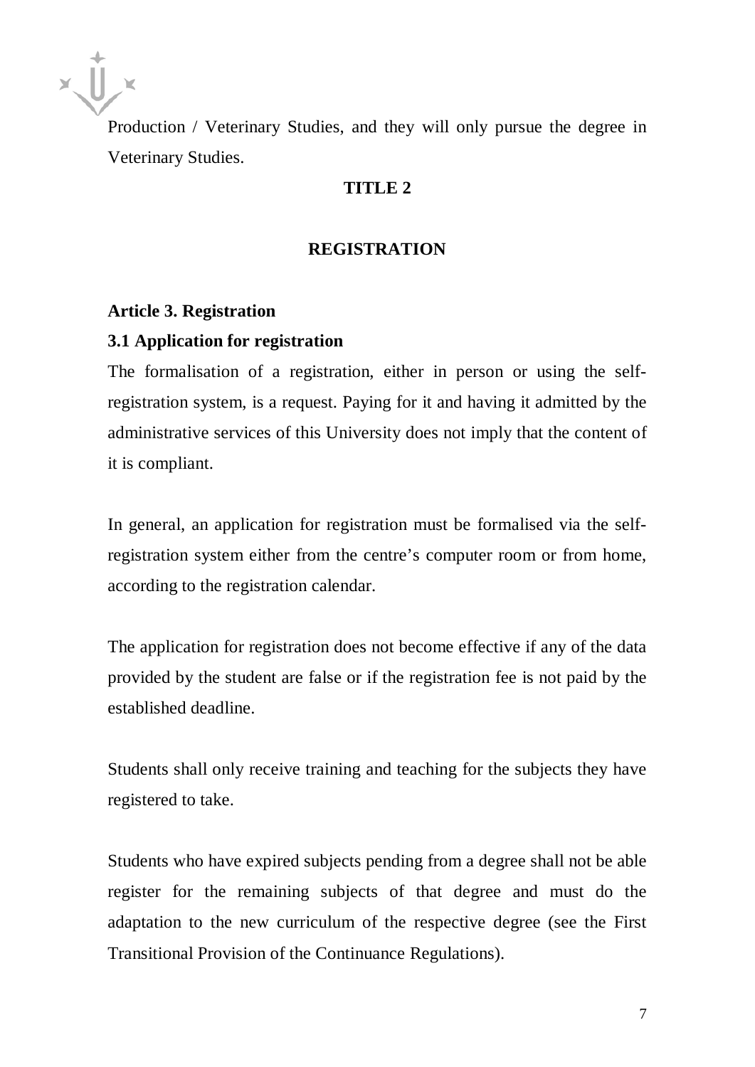Production / Veterinary Studies, and they will only pursue the degree in Veterinary Studies.

# TITLE 2

# REGISTRATION

### Article 3. Registration

### 3.1 Application for registration

The formalisation of a registration, either in person or using the self-registration system, is a request. Paying for it and having it admitted by the administrative services of this University does not imply that the content of it is compliant.

In general, an application for registration must be formalised via the self-registration system either from the centre's computer room or from home, according to the registration calendar.

The application for registration does not become effective if any of the data provided by the student are false or if the registration fee is not paid by the established deadline.

Students shall only receive training and teaching for the subjects they have registered to take.

Students who have expired subjects pending from a degree shall not be able register for the remaining subjects of that degree and must do the adaptation to the new curriculum of the respective degree (see the First Transitional Provision of the Continuance Regulations).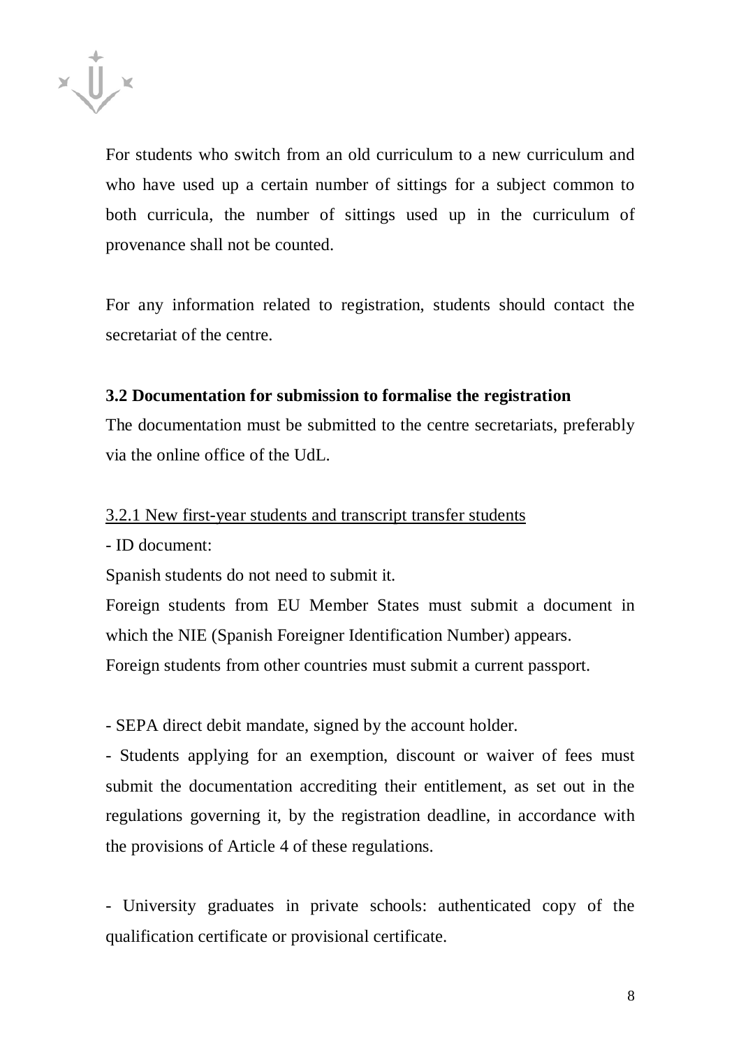For students who switch from an old curriculum to a new curriculum and who have used up a certain number of sittings for a subject common to both curricula, the number of sittings used up in the curriculum of provenance shall not be counted.

For any information related to registration, students should contact the secretariat of the centre.

### 3.2 Documentation for submission to formalise the registration

The documentation must be submitted to the centre secretariats, preferably via the online office of the UdL.

#### 3.2.1 New first-year students and transcript transfer students

- ID document:

Spanish students do not need to submit it.

Foreign students from EU Member States must submit a document in which the NIE (Spanish Foreigner Identification Number) appears.

Foreign students from other countries must submit a current passport.

- SEPA direct debit mandate, signed by the account holder.
- Students applying for an exemption, discount or waiver of fees must submit the documentation accrediting their entitlement, as set out in the regulations governing it, by the registration deadline, in accordance with the provisions of Article 4 of these regulations.

- University graduates in private schools: authenticated copy of the qualification certificate or provisional certificate.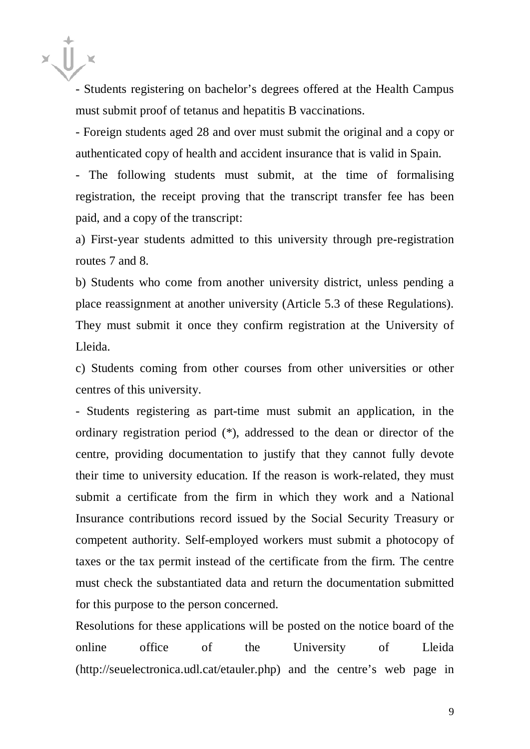- Students registering on bachelor's degrees offered at the Health Campus must submit proof of tetanus and hepatitis B vaccinations.

- Foreign students aged 28 and over must submit the original and a copy or authenticated copy of health and accident insurance that is valid in Spain.

- The following students must submit, at the time of formalising registration, the receipt proving that the transcript transfer fee has been paid, and a copy of the transcript:

a) First-year students admitted to this university through pre-registration routes 7 and 8.

b) Students who come from another university district, unless pending a place reassignment at another university (Article 5.3 of these Regulations). They must submit it once they confirm registration at the University of Lleida.

c) Students coming from other courses from other universities or other centres of this university.

- Students registering as part-time must submit an application, in the ordinary registration period (*), addressed to the dean or director of the centre, providing documentation to justify that they cannot fully devote their time to university education. If the reason is work-related, they must submit a certificate from the firm in which they work and a National Insurance contributions record issued by the Social Security Treasury or competent authority. Self-employed workers must submit a photocopy of taxes or the tax permit instead of the certificate from the firm. The centre must check the substantiated data and return the documentation submitted for this purpose to the person concerned.

Resolutions for these applications will be posted on the notice board of the online office of the University of Lleida (http://seuelectronica.udl.cat/etauler.php) and the centre's web page in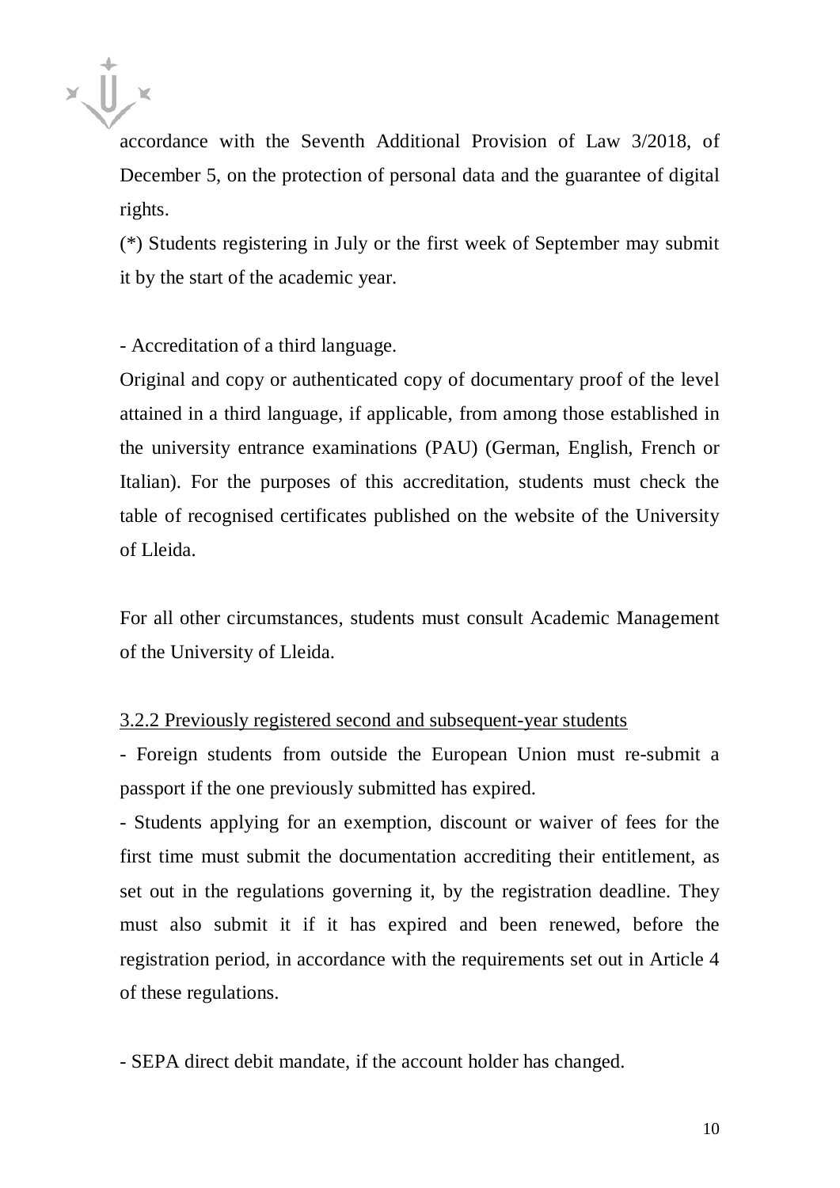accordance with the Seventh Additional Provision of Law 3/2018, of December 5, on the protection of personal data and the guarantee of digital rights.

(*) Students registering in July or the first week of September may submit it by the start of the academic year.

- Accreditation of a third language.

Original and copy or authenticated copy of documentary proof of the level attained in a third language, if applicable, from among those established in the university entrance examinations (PAU) (German, English, French or Italian). For the purposes of this accreditation, students must check the table of recognised certificates published on the website of the University of Lleida.

For all other circumstances, students must consult Academic Management of the University of Lleida.

<u>3.2.2 Previously registered second and subsequent-year students</u>

- Foreign students from outside the European Union must re-submit a passport if the one previously submitted has expired.
- Students applying for an exemption, discount or waiver of fees for the first time must submit the documentation accrediting their entitlement, as set out in the regulations governing it, by the registration deadline. They must also submit it if it has expired and been renewed, before the registration period, in accordance with the requirements set out in Article 4 of these regulations.

- SEPA direct debit mandate, if the account holder has changed.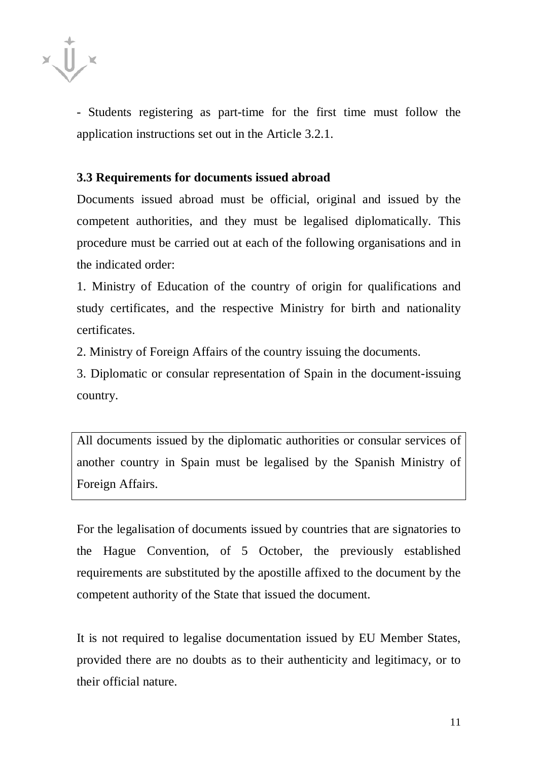- Students registering as part-time for the first time must follow the application instructions set out in the Article 3.2.1.

### 3.3 Requirements for documents issued abroad

Documents issued abroad must be official, original and issued by the competent authorities, and they must be legalised diplomatically. This procedure must be carried out at each of the following organisations and in the indicated order:

1. Ministry of Education of the country of origin for qualifications and study certificates, and the respective Ministry for birth and nationality certificates.
2. Ministry of Foreign Affairs of the country issuing the documents.
3. Diplomatic or consular representation of Spain in the document-issuing country.

| All documents issued by the diplomatic authorities or consular services of another country in Spain must be legalised by the Spanish Ministry of Foreign Affairs. |
| --- |

For the legalisation of documents issued by countries that are signatories to the Hague Convention, of 5 October, the previously established requirements are substituted by the apostille affixed to the document by the competent authority of the State that issued the document.

It is not required to legalise documentation issued by EU Member States, provided there are no doubts as to their authenticity and legitimacy, or to their official nature.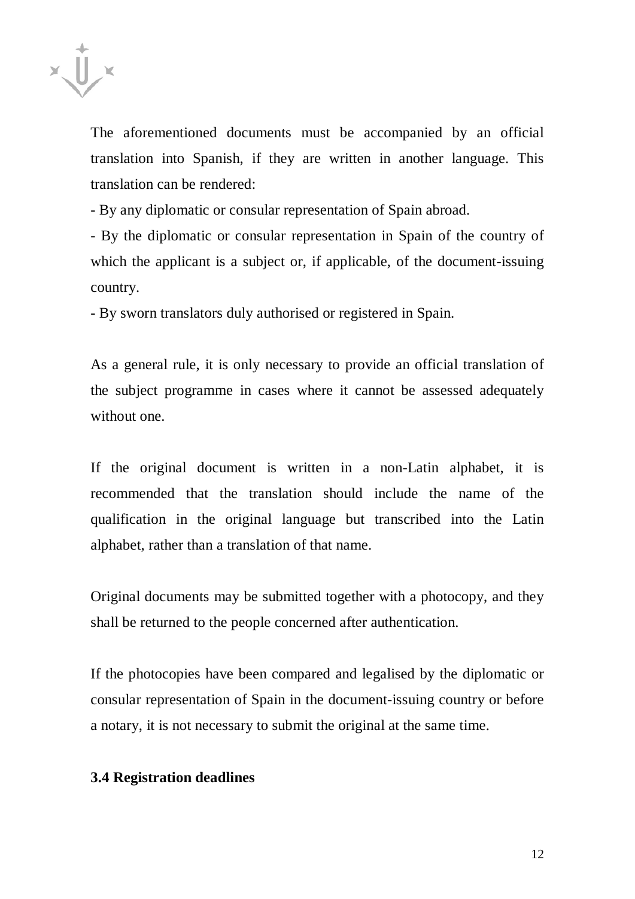The aforementioned documents must be accompanied by an official translation into Spanish, if they are written in another language. This translation can be rendered:

- By any diplomatic or consular representation of Spain abroad.
- By the diplomatic or consular representation in Spain of the country of which the applicant is a subject or, if applicable, of the document-issuing country.
- By sworn translators duly authorised or registered in Spain.

As a general rule, it is only necessary to provide an official translation of the subject programme in cases where it cannot be assessed adequately without one.

If the original document is written in a non-Latin alphabet, it is recommended that the translation should include the name of the qualification in the original language but transcribed into the Latin alphabet, rather than a translation of that name.

Original documents may be submitted together with a photocopy, and they shall be returned to the people concerned after authentication.

If the photocopies have been compared and legalised by the diplomatic or consular representation of Spain in the document-issuing country or before a notary, it is not necessary to submit the original at the same time.

### 3.4 Registration deadlines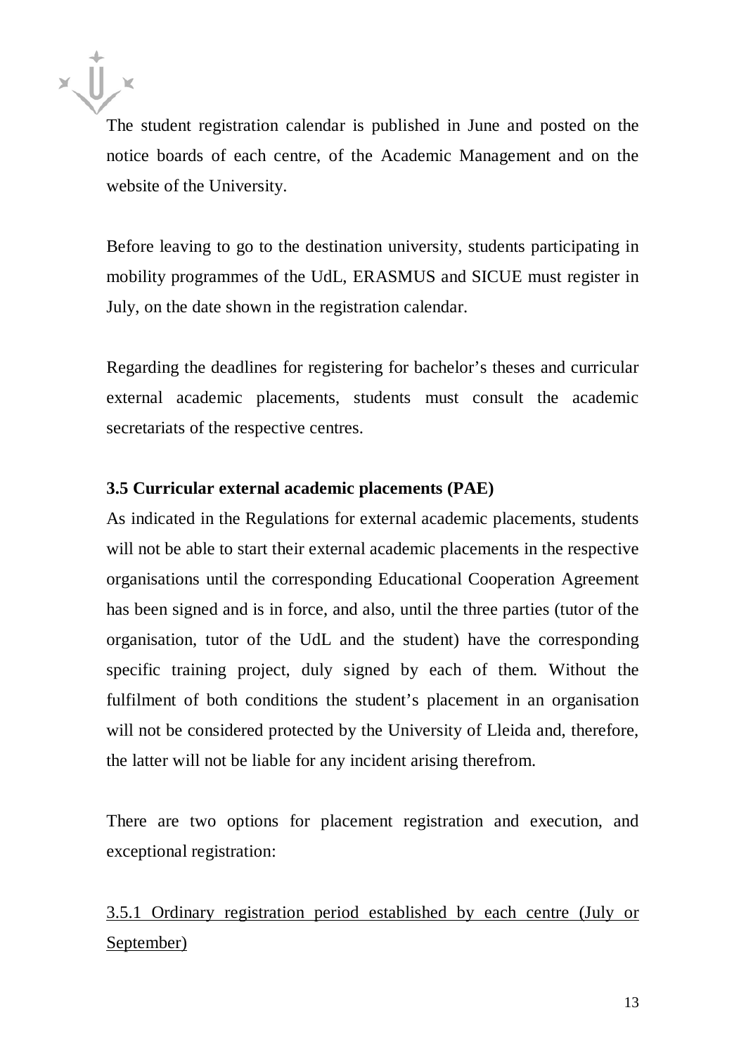The student registration calendar is published in June and posted on the notice boards of each centre, of the Academic Management and on the website of the University.

Before leaving to go to the destination university, students participating in mobility programmes of the UdL, ERASMUS and SICUE must register in July, on the date shown in the registration calendar.

Regarding the deadlines for registering for bachelor's theses and curricular external academic placements, students must consult the academic secretariats of the respective centres.

### 3.5 Curricular external academic placements (PAE)

As indicated in the Regulations for external academic placements, students will not be able to start their external academic placements in the respective organisations until the corresponding Educational Cooperation Agreement has been signed and is in force, and also, until the three parties (tutor of the organisation, tutor of the UdL and the student) have the corresponding specific training project, duly signed by each of them. Without the fulfilment of both conditions the student's placement in an organisation will not be considered protected by the University of Lleida and, therefore, the latter will not be liable for any incident arising therefrom.

There are two options for placement registration and execution, and exceptional registration:

<u>3.5.1 Ordinary registration period established by each centre (July or September)</u>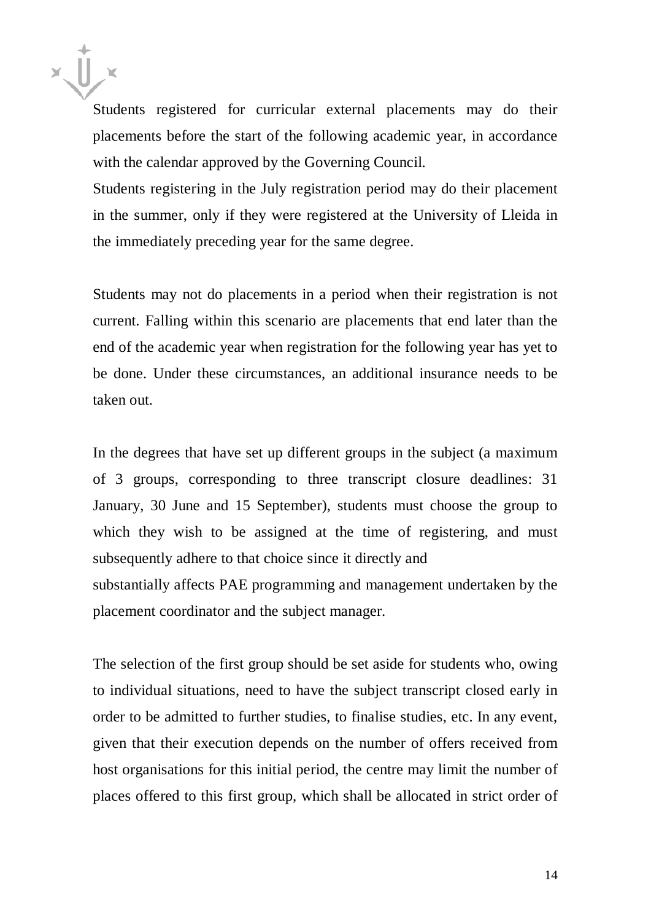Students registered for curricular external placements may do their placements before the start of the following academic year, in accordance with the calendar approved by the Governing Council.
Students registering in the July registration period may do their placement in the summer, only if they were registered at the University of Lleida in the immediately preceding year for the same degree.

Students may not do placements in a period when their registration is not current. Falling within this scenario are placements that end later than the end of the academic year when registration for the following year has yet to be done. Under these circumstances, an additional insurance needs to be taken out.

In the degrees that have set up different groups in the subject (a maximum of 3 groups, corresponding to three transcript closure deadlines: 31 January, 30 June and 15 September), students must choose the group to which they wish to be assigned at the time of registering, and must subsequently adhere to that choice since it directly and substantially affects PAE programming and management undertaken by the placement coordinator and the subject manager.

The selection of the first group should be set aside for students who, owing to individual situations, need to have the subject transcript closed early in order to be admitted to further studies, to finalise studies, etc. In any event, given that their execution depends on the number of offers received from host organisations for this initial period, the centre may limit the number of places offered to this first group, which shall be allocated in strict order of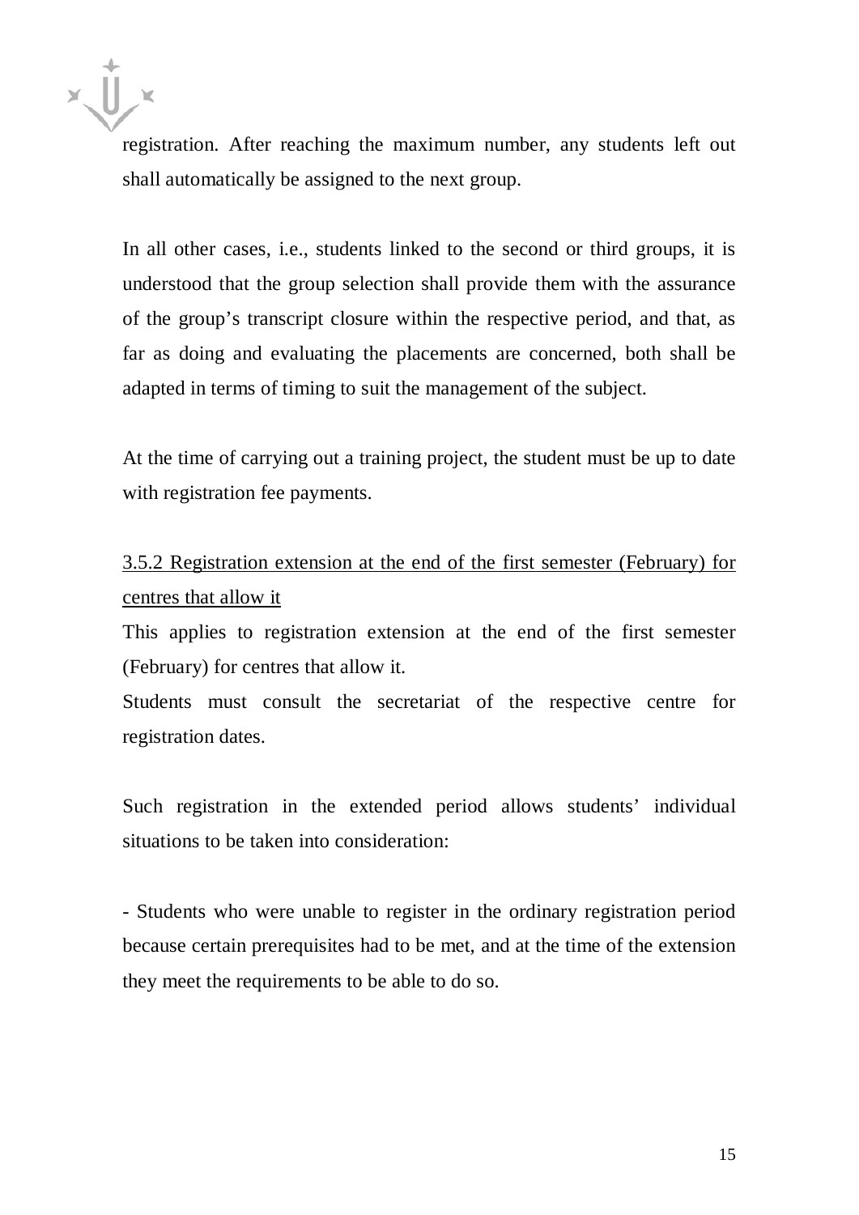registration. After reaching the maximum number, any students left out shall automatically be assigned to the next group.

In all other cases, i.e., students linked to the second or third groups, it is understood that the group selection shall provide them with the assurance of the group's transcript closure within the respective period, and that, as far as doing and evaluating the placements are concerned, both shall be adapted in terms of timing to suit the management of the subject.

At the time of carrying out a training project, the student must be up to date with registration fee payments.

#### 3.5.2 Registration extension at the end of the first semester (February) for centres that allow it

This applies to registration extension at the end of the first semester (February) for centres that allow it.

Students must consult the secretariat of the respective centre for registration dates.

Such registration in the extended period allows students' individual situations to be taken into consideration:

- Students who were unable to register in the ordinary registration period because certain prerequisites had to be met, and at the time of the extension they meet the requirements to be able to do so.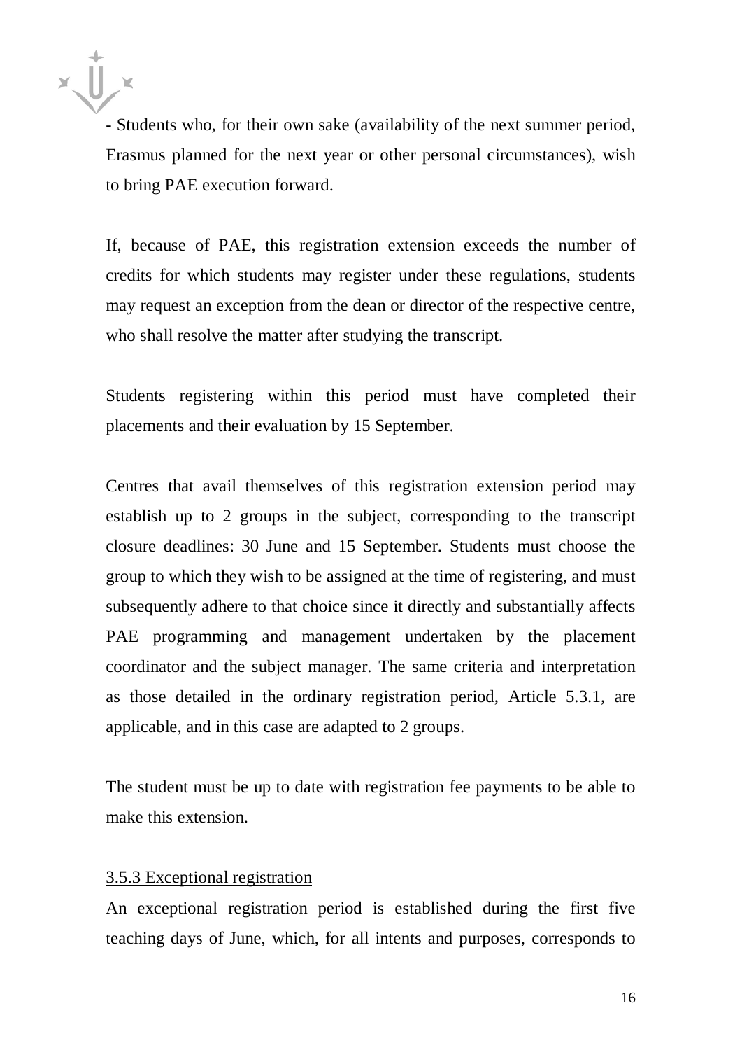- Students who, for their own sake (availability of the next summer period, Erasmus planned for the next year or other personal circumstances), wish to bring PAE execution forward.

If, because of PAE, this registration extension exceeds the number of credits for which students may register under these regulations, students may request an exception from the dean or director of the respective centre, who shall resolve the matter after studying the transcript.

Students registering within this period must have completed their placements and their evaluation by 15 September.

Centres that avail themselves of this registration extension period may establish up to 2 groups in the subject, corresponding to the transcript closure deadlines: 30 June and 15 September. Students must choose the group to which they wish to be assigned at the time of registering, and must subsequently adhere to that choice since it directly and substantially affects PAE programming and management undertaken by the placement coordinator and the subject manager. The same criteria and interpretation as those detailed in the ordinary registration period, Article 5.3.1, are applicable, and in this case are adapted to 2 groups.

The student must be up to date with registration fee payments to be able to make this extension.

#### 3.5.3 Exceptional registration

An exceptional registration period is established during the first five teaching days of June, which, for all intents and purposes, corresponds to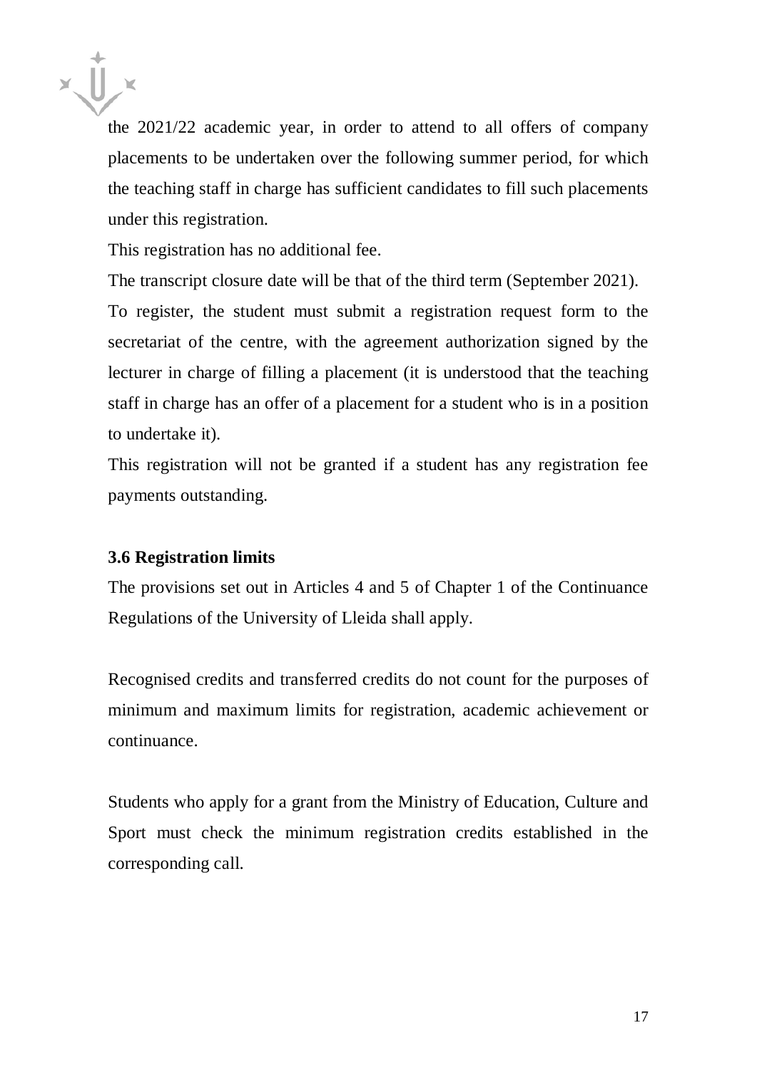the 2021/22 academic year, in order to attend to all offers of company placements to be undertaken over the following summer period, for which the teaching staff in charge has sufficient candidates to fill such placements under this registration.

This registration has no additional fee.

The transcript closure date will be that of the third term (September 2021).

To register, the student must submit a registration request form to the secretariat of the centre, with the agreement authorization signed by the lecturer in charge of filling a placement (it is understood that the teaching staff in charge has an offer of a placement for a student who is in a position to undertake it).

This registration will not be granted if a student has any registration fee payments outstanding.

### 3.6 Registration limits

The provisions set out in Articles 4 and 5 of Chapter 1 of the Continuance Regulations of the University of Lleida shall apply.

Recognised credits and transferred credits do not count for the purposes of minimum and maximum limits for registration, academic achievement or continuance.

Students who apply for a grant from the Ministry of Education, Culture and Sport must check the minimum registration credits established in the corresponding call.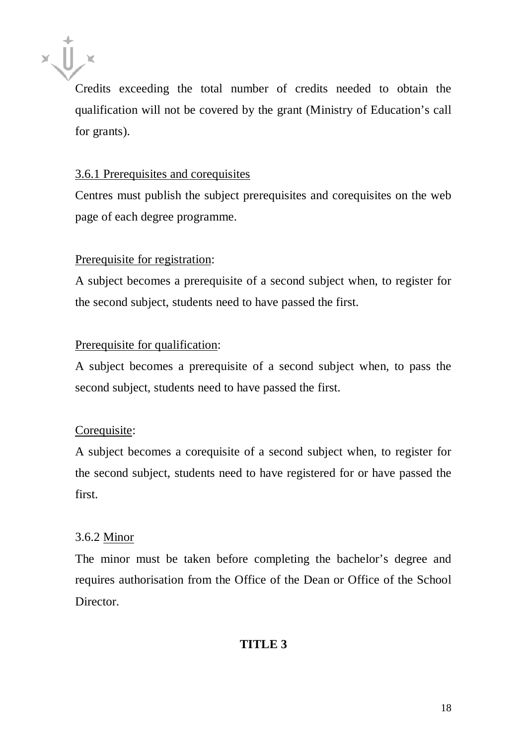Credits exceeding the total number of credits needed to obtain the qualification will not be covered by the grant (Ministry of Education's call for grants).

### 3.6.1 Prerequisites and corequisites

Centres must publish the subject prerequisites and corequisites on the web page of each degree programme.

Prerequisite for registration:

A subject becomes a prerequisite of a second subject when, to register for the second subject, students need to have passed the first.

Prerequisite for qualification:

A subject becomes a prerequisite of a second subject when, to pass the second subject, students need to have passed the first.

Corequisite:

A subject becomes a corequisite of a second subject when, to register for the second subject, students need to have registered for or have passed the first.

### 3.6.2 Minor

The minor must be taken before completing the bachelor's degree and requires authorisation from the Office of the Dean or Office of the School Director.

## TITLE 3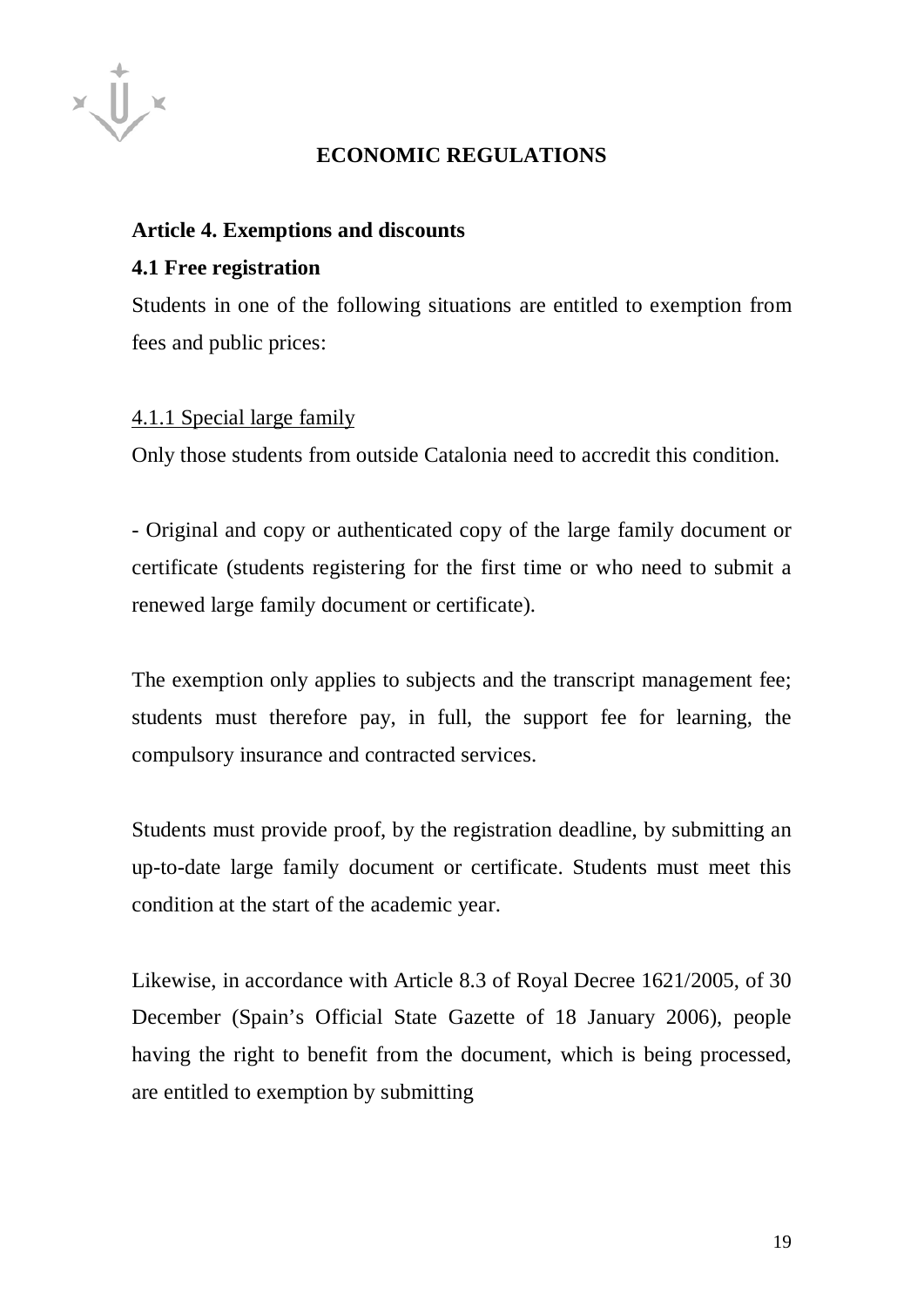## ECONOMIC REGULATIONS

### Article 4. Exemptions and discounts

### 4.1 Free registration

Students in one of the following situations are entitled to exemption from fees and public prices:

<u>4.1.1 Special large family</u>

Only those students from outside Catalonia need to accredit this condition.

- Original and copy or authenticated copy of the large family document or certificate (students registering for the first time or who need to submit a renewed large family document or certificate).

The exemption only applies to subjects and the transcript management fee; students must therefore pay, in full, the support fee for learning, the compulsory insurance and contracted services.

Students must provide proof, by the registration deadline, by submitting an up-to-date large family document or certificate. Students must meet this condition at the start of the academic year.

Likewise, in accordance with Article 8.3 of Royal Decree 1621/2005, of 30 December (Spain's Official State Gazette of 18 January 2006), people having the right to benefit from the document, which is being processed, are entitled to exemption by submitting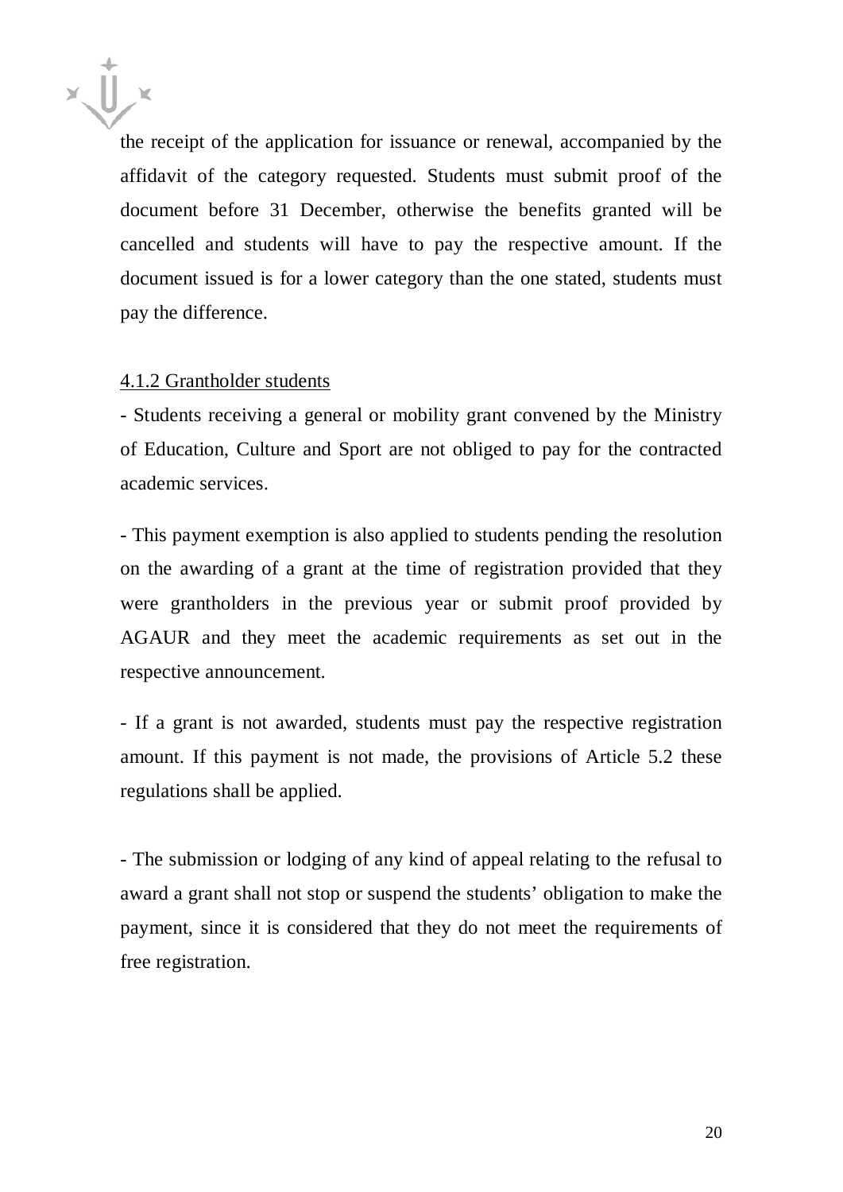the receipt of the application for issuance or renewal, accompanied by the affidavit of the category requested. Students must submit proof of the document before 31 December, otherwise the benefits granted will be cancelled and students will have to pay the respective amount. If the document issued is for a lower category than the one stated, students must pay the difference.

4.1.2 Grantholder students

- Students receiving a general or mobility grant convened by the Ministry of Education, Culture and Sport are not obliged to pay for the contracted academic services.

- This payment exemption is also applied to students pending the resolution on the awarding of a grant at the time of registration provided that they were grantholders in the previous year or submit proof provided by AGAUR and they meet the academic requirements as set out in the respective announcement.

- If a grant is not awarded, students must pay the respective registration amount. If this payment is not made, the provisions of Article 5.2 these regulations shall be applied.

- The submission or lodging of any kind of appeal relating to the refusal to award a grant shall not stop or suspend the students' obligation to make the payment, since it is considered that they do not meet the requirements of free registration.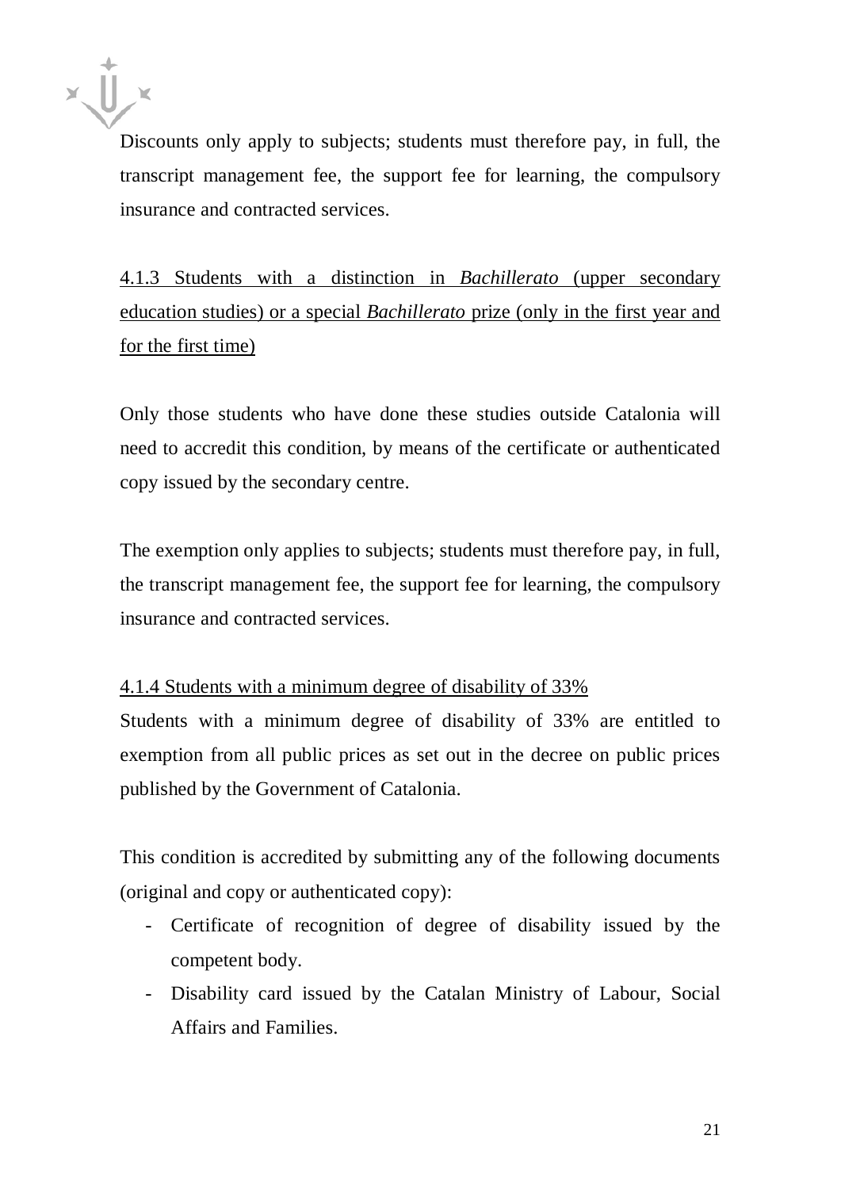Discounts only apply to subjects; students must therefore pay, in full, the transcript management fee, the support fee for learning, the compulsory insurance and contracted services.

#### 4.1.3 Students with a distinction in *Bachillerato* (upper secondary education studies) or a special *Bachillerato* prize (only in the first year and for the first time)

Only those students who have done these studies outside Catalonia will need to accredit this condition, by means of the certificate or authenticated copy issued by the secondary centre.

The exemption only applies to subjects; students must therefore pay, in full, the transcript management fee, the support fee for learning, the compulsory insurance and contracted services.

#### 4.1.4 Students with a minimum degree of disability of 33%

Students with a minimum degree of disability of 33% are entitled to exemption from all public prices as set out in the decree on public prices published by the Government of Catalonia.

This condition is accredited by submitting any of the following documents (original and copy or authenticated copy):

- Certificate of recognition of degree of disability issued by the competent body.
- Disability card issued by the Catalan Ministry of Labour, Social Affairs and Families.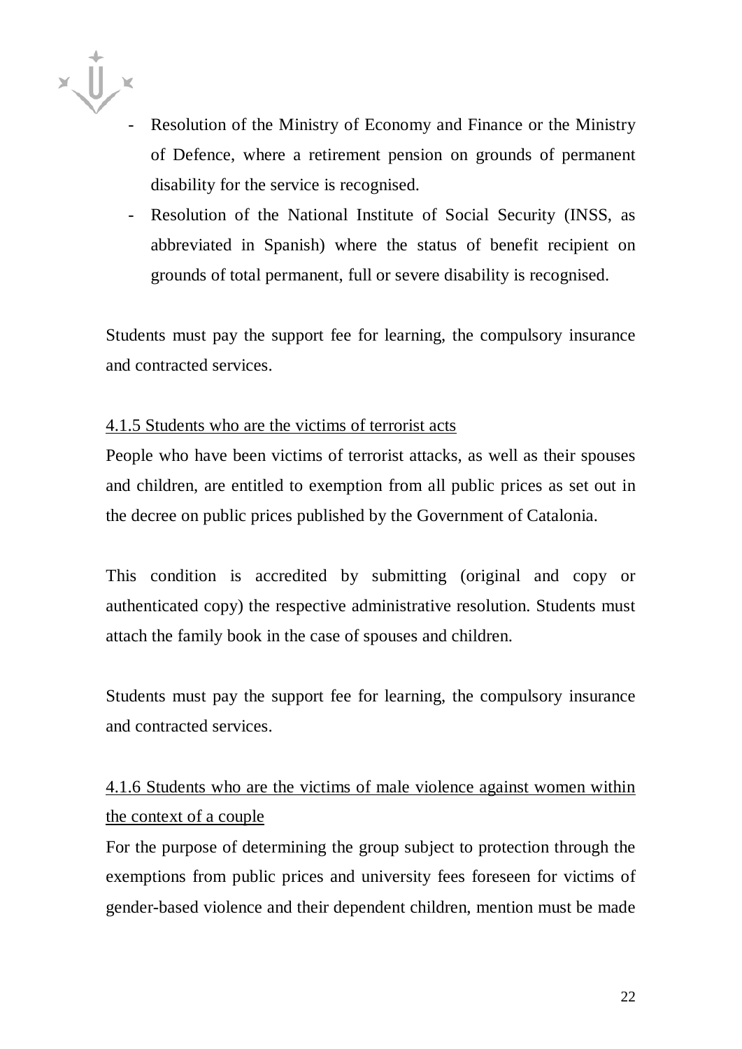- Resolution of the Ministry of Economy and Finance or the Ministry of Defence, where a retirement pension on grounds of permanent disability for the service is recognised.
- Resolution of the National Institute of Social Security (INSS, as abbreviated in Spanish) where the status of benefit recipient on grounds of total permanent, full or severe disability is recognised.

Students must pay the support fee for learning, the compulsory insurance and contracted services.

#### 4.1.5 Students who are the victims of terrorist acts

People who have been victims of terrorist attacks, as well as their spouses and children, are entitled to exemption from all public prices as set out in the decree on public prices published by the Government of Catalonia.

This condition is accredited by submitting (original and copy or authenticated copy) the respective administrative resolution. Students must attach the family book in the case of spouses and children.

Students must pay the support fee for learning, the compulsory insurance and contracted services.

#### 4.1.6 Students who are the victims of male violence against women within the context of a couple

For the purpose of determining the group subject to protection through the exemptions from public prices and university fees foreseen for victims of gender-based violence and their dependent children, mention must be made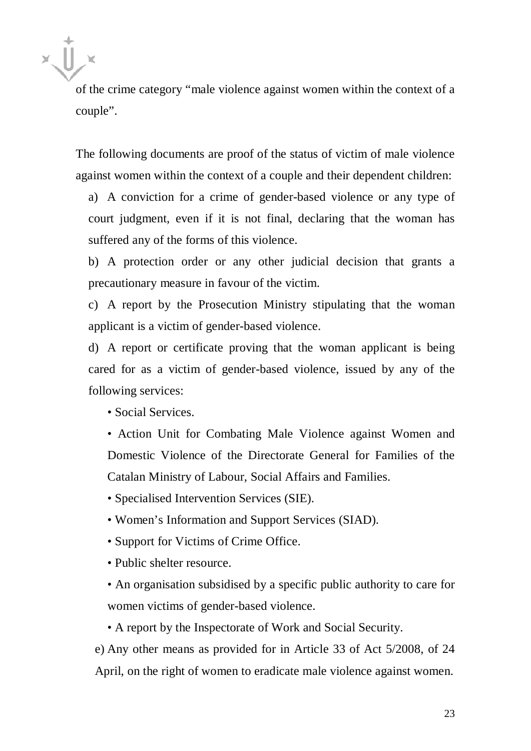of the crime category "male violence against women within the context of a couple".

The following documents are proof of the status of victim of male violence against women within the context of a couple and their dependent children:

a) A conviction for a crime of gender-based violence or any type of court judgment, even if it is not final, declaring that the woman has suffered any of the forms of this violence.

b) A protection order or any other judicial decision that grants a precautionary measure in favour of the victim.

c) A report by the Prosecution Ministry stipulating that the woman applicant is a victim of gender-based violence.

d) A report or certificate proving that the woman applicant is being cared for as a victim of gender-based violence, issued by any of the following services:

- Social Services.
- Action Unit for Combating Male Violence against Women and Domestic Violence of the Directorate General for Families of the Catalan Ministry of Labour, Social Affairs and Families.
- Specialised Intervention Services (SIE).
- Women's Information and Support Services (SIAD).
- Support for Victims of Crime Office.
- Public shelter resource.
- An organisation subsidised by a specific public authority to care for women victims of gender-based violence.
- A report by the Inspectorate of Work and Social Security.

e) Any other means as provided for in Article 33 of Act 5/2008, of 24 April, on the right of women to eradicate male violence against women.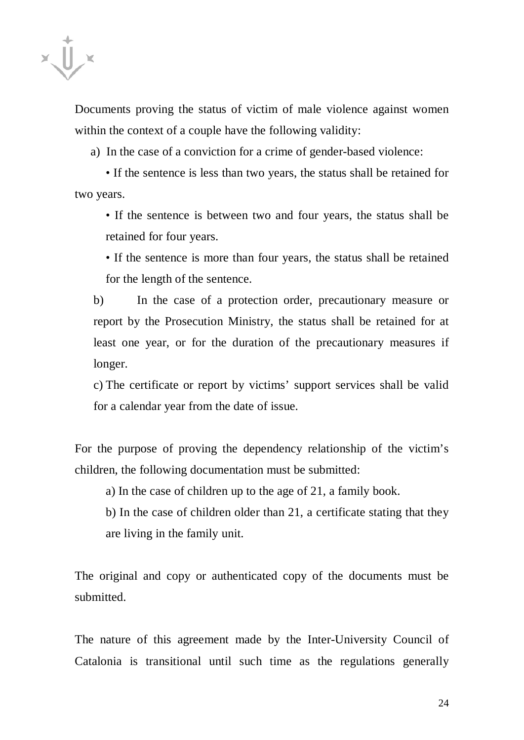Documents proving the status of victim of male violence against women within the context of a couple have the following validity:

a) In the case of a conviction for a crime of gender-based violence:

- If the sentence is less than two years, the status shall be retained for two years.
- If the sentence is between two and four years, the status shall be retained for four years.
- If the sentence is more than four years, the status shall be retained for the length of the sentence.

b) In the case of a protection order, precautionary measure or report by the Prosecution Ministry, the status shall be retained for at least one year, or for the duration of the precautionary measures if longer.

c) The certificate or report by victims' support services shall be valid for a calendar year from the date of issue.

For the purpose of proving the dependency relationship of the victim's children, the following documentation must be submitted:

a) In the case of children up to the age of 21, a family book.

b) In the case of children older than 21, a certificate stating that they are living in the family unit.

The original and copy or authenticated copy of the documents must be submitted.

The nature of this agreement made by the Inter-University Council of Catalonia is transitional until such time as the regulations generally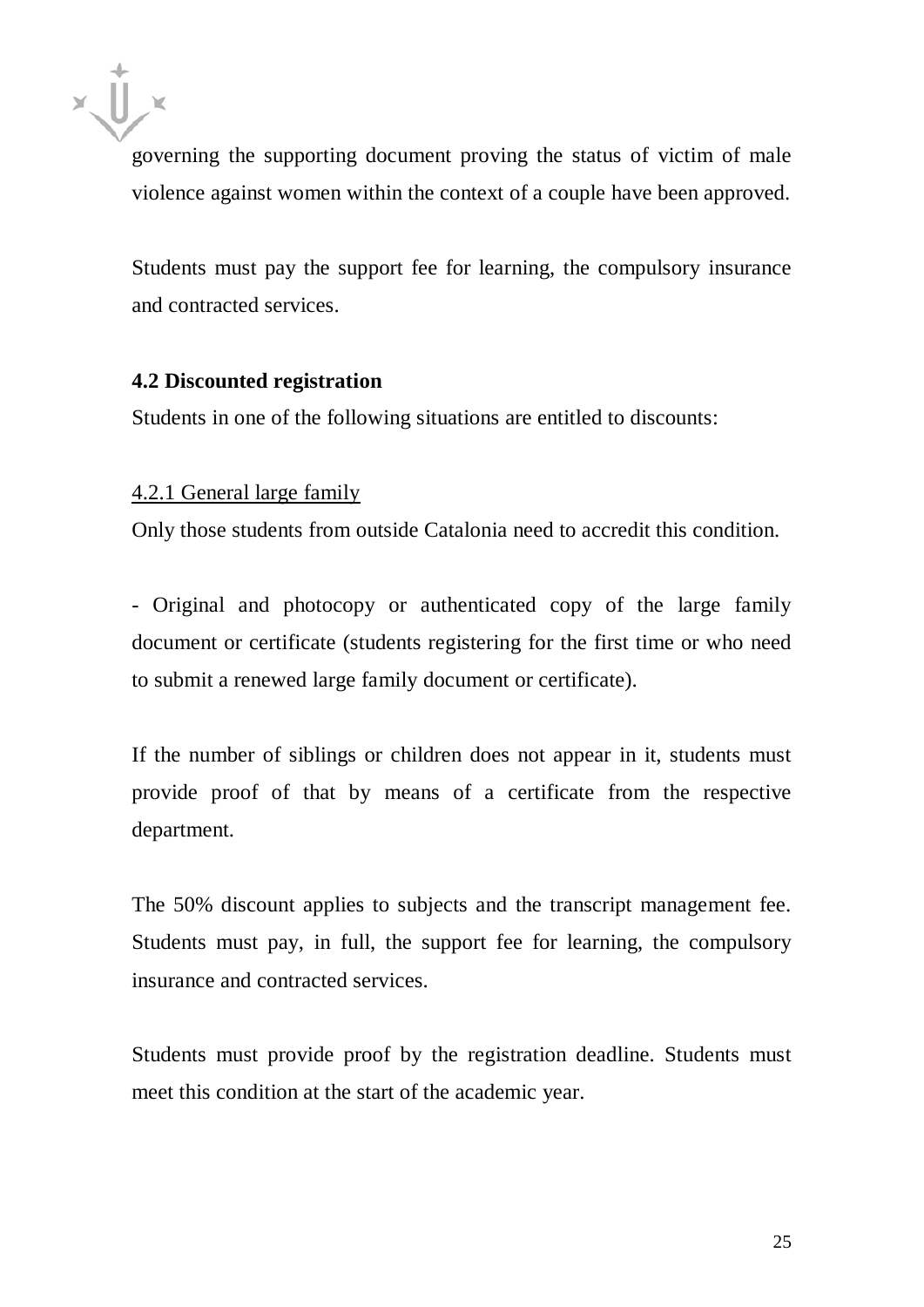governing the supporting document proving the status of victim of male violence against women within the context of a couple have been approved.

Students must pay the support fee for learning, the compulsory insurance and contracted services.

### 4.2 Discounted registration

Students in one of the following situations are entitled to discounts:

#### 4.2.1 General large family

Only those students from outside Catalonia need to accredit this condition.

- Original and photocopy or authenticated copy of the large family document or certificate (students registering for the first time or who need to submit a renewed large family document or certificate).

If the number of siblings or children does not appear in it, students must provide proof of that by means of a certificate from the respective department.

The 50% discount applies to subjects and the transcript management fee. Students must pay, in full, the support fee for learning, the compulsory insurance and contracted services.

Students must provide proof by the registration deadline. Students must meet this condition at the start of the academic year.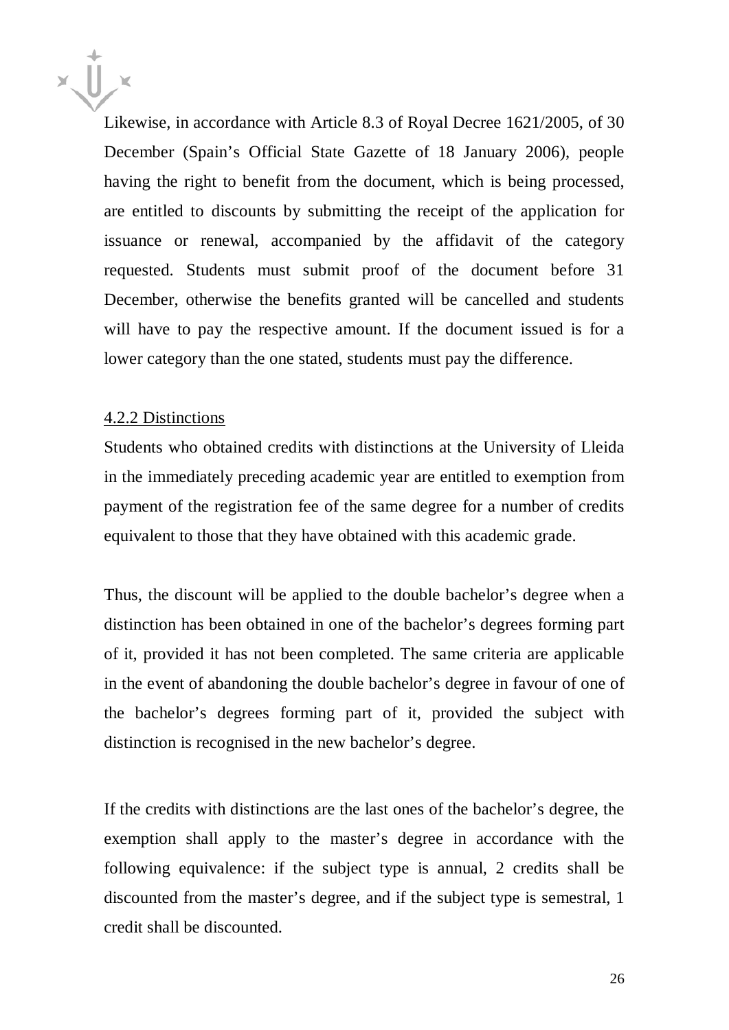Likewise, in accordance with Article 8.3 of Royal Decree 1621/2005, of 30 December (Spain's Official State Gazette of 18 January 2006), people having the right to benefit from the document, which is being processed, are entitled to discounts by submitting the receipt of the application for issuance or renewal, accompanied by the affidavit of the category requested. Students must submit proof of the document before 31 December, otherwise the benefits granted will be cancelled and students will have to pay the respective amount. If the document issued is for a lower category than the one stated, students must pay the difference.

#### 4.2.2 Distinctions

Students who obtained credits with distinctions at the University of Lleida in the immediately preceding academic year are entitled to exemption from payment of the registration fee of the same degree for a number of credits equivalent to those that they have obtained with this academic grade.

Thus, the discount will be applied to the double bachelor's degree when a distinction has been obtained in one of the bachelor's degrees forming part of it, provided it has not been completed. The same criteria are applicable in the event of abandoning the double bachelor's degree in favour of one of the bachelor's degrees forming part of it, provided the subject with distinction is recognised in the new bachelor's degree.

If the credits with distinctions are the last ones of the bachelor's degree, the exemption shall apply to the master's degree in accordance with the following equivalence: if the subject type is annual, 2 credits shall be discounted from the master's degree, and if the subject type is semestral, 1 credit shall be discounted.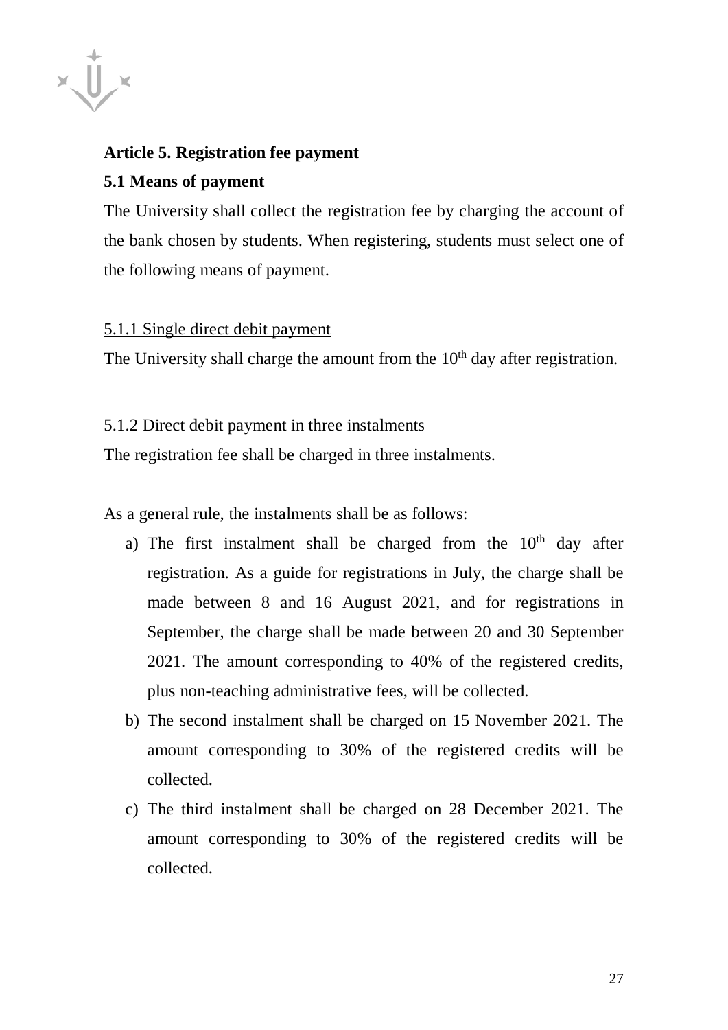## Article 5. Registration fee payment

### 5.1 Means of payment

The University shall collect the registration fee by charging the account of the bank chosen by students. When registering, students must select one of the following means of payment.

5.1.1 Single direct debit payment

The University shall charge the amount from the $10^{th}$ day after registration.

5.1.2 Direct debit payment in three instalments

The registration fee shall be charged in three instalments.

As a general rule, the instalments shall be as follows:

a) The first instalment shall be charged from the $10^{th}$ day after registration. As a guide for registrations in July, the charge shall be made between 8 and 16 August 2021, and for registrations in September, the charge shall be made between 20 and 30 September 2021. The amount corresponding to 40% of the registered credits, plus non-teaching administrative fees, will be collected.

b) The second instalment shall be charged on 15 November 2021. The amount corresponding to 30% of the registered credits will be collected.

c) The third instalment shall be charged on 28 December 2021. The amount corresponding to 30% of the registered credits will be collected.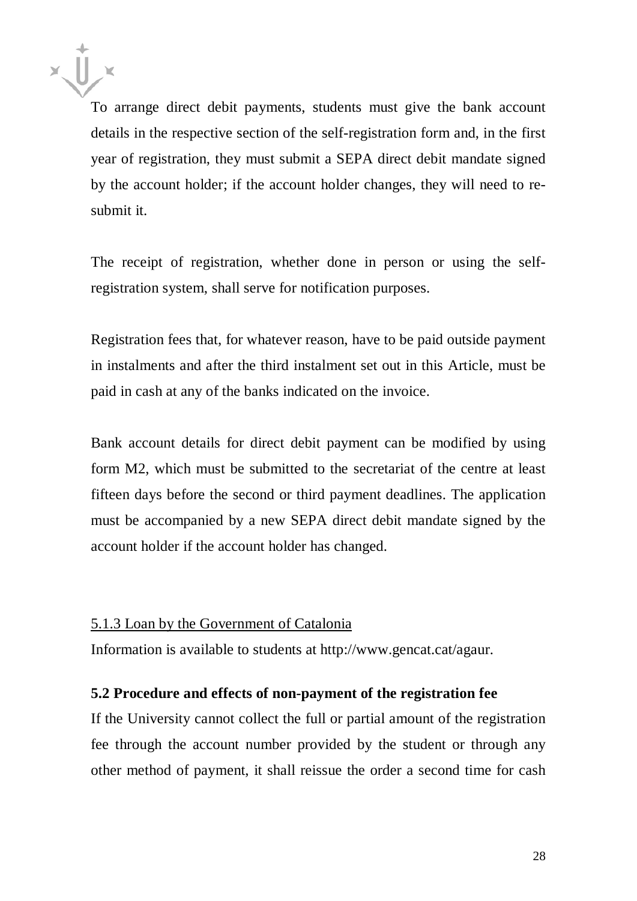To arrange direct debit payments, students must give the bank account details in the respective section of the self-registration form and, in the first year of registration, they must submit a SEPA direct debit mandate signed by the account holder; if the account holder changes, they will need to re-submit it.

The receipt of registration, whether done in person or using the self-registration system, shall serve for notification purposes.

Registration fees that, for whatever reason, have to be paid outside payment in instalments and after the third instalment set out in this Article, must be paid in cash at any of the banks indicated on the invoice.

Bank account details for direct debit payment can be modified by using form M2, which must be submitted to the secretariat of the centre at least fifteen days before the second or third payment deadlines. The application must be accompanied by a new SEPA direct debit mandate signed by the account holder if the account holder has changed.

5.1.3 Loan by the Government of Catalonia

Information is available to students at http://www.gencat.cat/agaur.

**5.2 Procedure and effects of non-payment of the registration fee**

If the University cannot collect the full or partial amount of the registration fee through the account number provided by the student or through any other method of payment, it shall reissue the order a second time for cash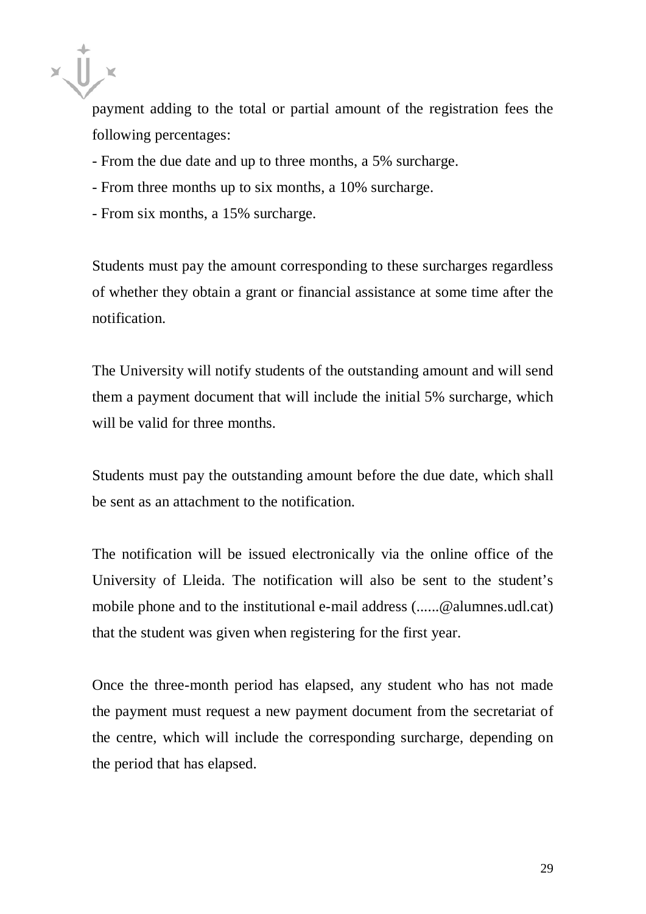payment adding to the total or partial amount of the registration fees the following percentages:

- From the due date and up to three months, a 5% surcharge.
- From three months up to six months, a 10% surcharge.
- From six months, a 15% surcharge.

Students must pay the amount corresponding to these surcharges regardless of whether they obtain a grant or financial assistance at some time after the notification.

The University will notify students of the outstanding amount and will send them a payment document that will include the initial 5% surcharge, which will be valid for three months.

Students must pay the outstanding amount before the due date, which shall be sent as an attachment to the notification.

The notification will be issued electronically via the online office of the University of Lleida. The notification will also be sent to the student's mobile phone and to the institutional e-mail address (......@alumnes.udl.cat) that the student was given when registering for the first year.

Once the three-month period has elapsed, any student who has not made the payment must request a new payment document from the secretariat of the centre, which will include the corresponding surcharge, depending on the period that has elapsed.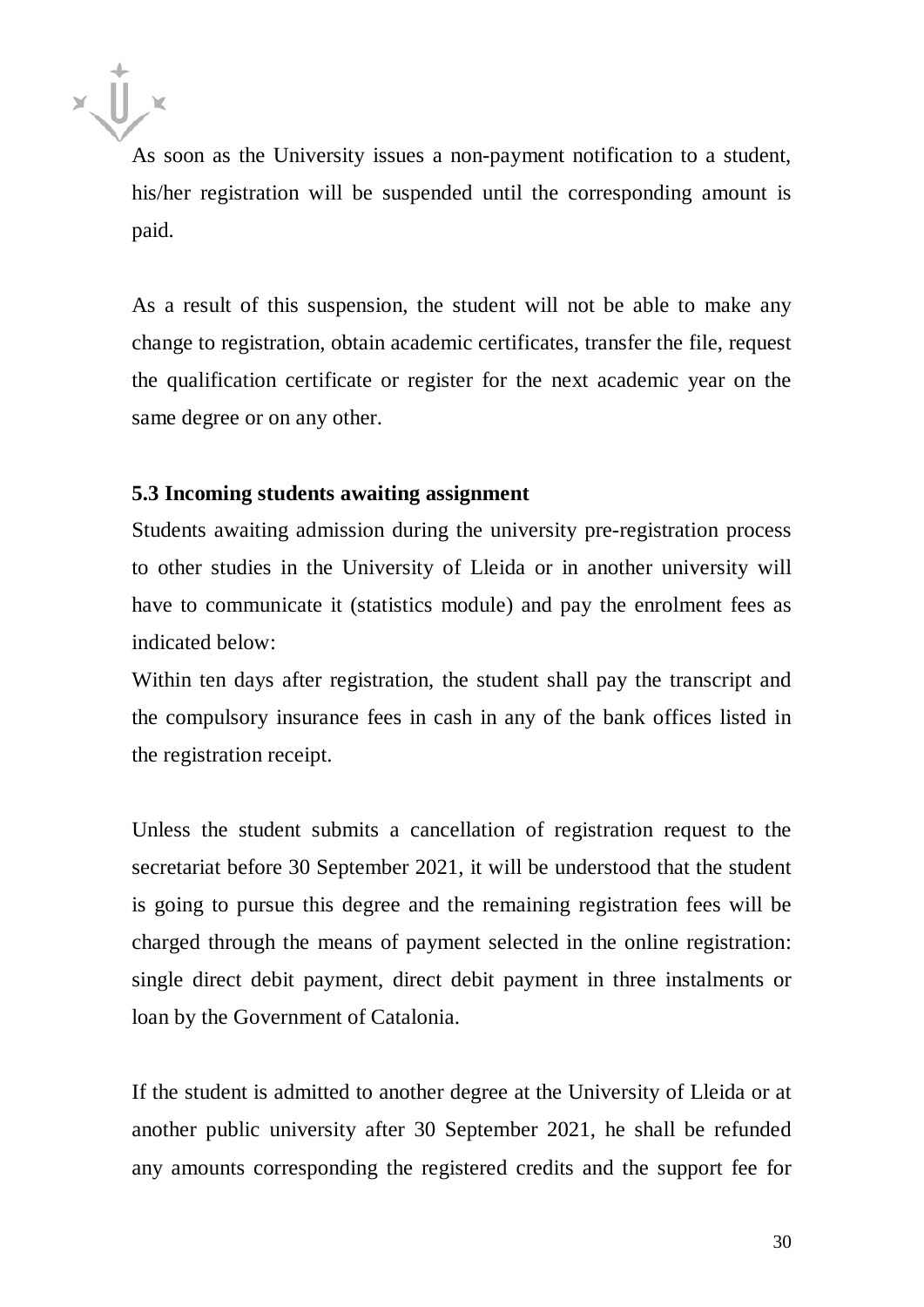As soon as the University issues a non-payment notification to a student, his/her registration will be suspended until the corresponding amount is paid.

As a result of this suspension, the student will not be able to make any change to registration, obtain academic certificates, transfer the file, request the qualification certificate or register for the next academic year on the same degree or on any other.

**5.3 Incoming students awaiting assignment**

Students awaiting admission during the university pre-registration process to other studies in the University of Lleida or in another university will have to communicate it (statistics module) and pay the enrolment fees as indicated below:

Within ten days after registration, the student shall pay the transcript and the compulsory insurance fees in cash in any of the bank offices listed in the registration receipt.

Unless the student submits a cancellation of registration request to the secretariat before 30 September 2021, it will be understood that the student is going to pursue this degree and the remaining registration fees will be charged through the means of payment selected in the online registration: single direct debit payment, direct debit payment in three instalments or loan by the Government of Catalonia.

If the student is admitted to another degree at the University of Lleida or at another public university after 30 September 2021, he shall be refunded any amounts corresponding the registered credits and the support fee for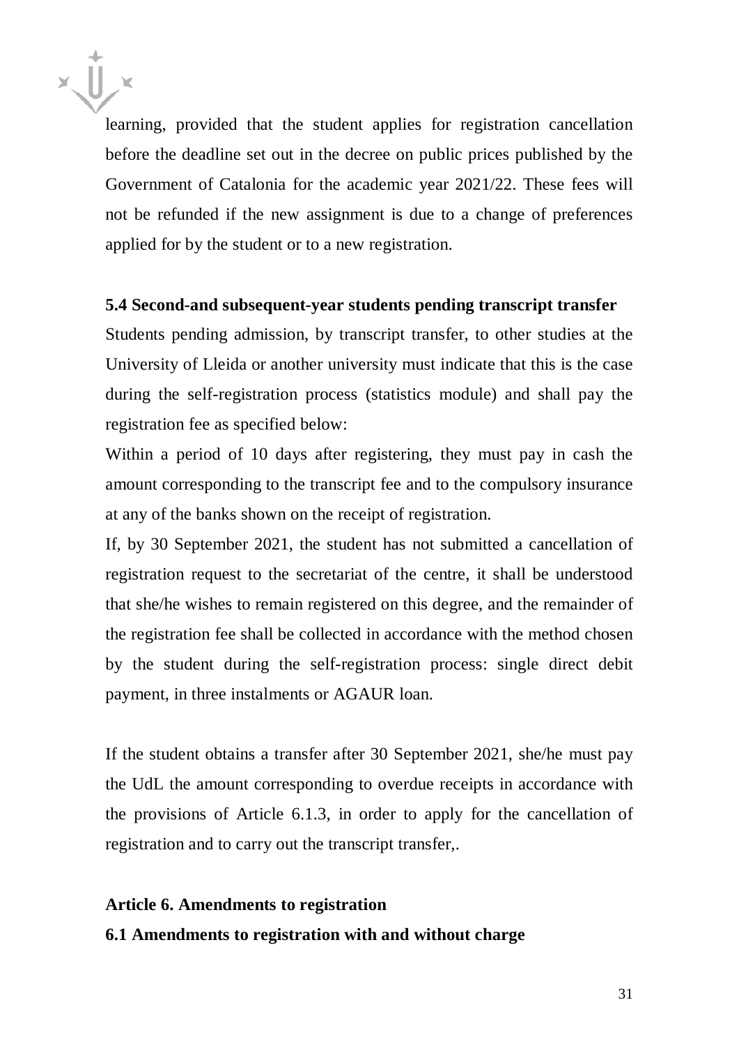learning, provided that the student applies for registration cancellation before the deadline set out in the decree on public prices published by the Government of Catalonia for the academic year 2021/22. These fees will not be refunded if the new assignment is due to a change of preferences applied for by the student or to a new registration.

**5.4 Second-and subsequent-year students pending transcript transfer**

Students pending admission, by transcript transfer, to other studies at the University of Lleida or another university must indicate that this is the case during the self-registration process (statistics module) and shall pay the registration fee as specified below:

Within a period of 10 days after registering, they must pay in cash the amount corresponding to the transcript fee and to the compulsory insurance at any of the banks shown on the receipt of registration.

If, by 30 September 2021, the student has not submitted a cancellation of registration request to the secretariat of the centre, it shall be understood that she/he wishes to remain registered on this degree, and the remainder of the registration fee shall be collected in accordance with the method chosen by the student during the self-registration process: single direct debit payment, in three instalments or AGAUR loan.

If the student obtains a transfer after 30 September 2021, she/he must pay the UdL the amount corresponding to overdue receipts in accordance with the provisions of Article 6.1.3, in order to apply for the cancellation of registration and to carry out the transcript transfer,.

**Article 6. Amendments to registration**

**6.1 Amendments to registration with and without charge**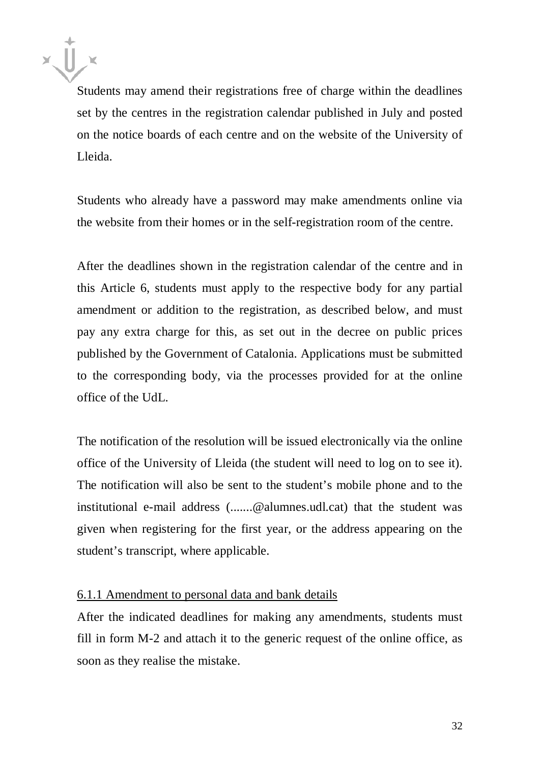Students may amend their registrations free of charge within the deadlines set by the centres in the registration calendar published in July and posted on the notice boards of each centre and on the website of the University of Lleida.

Students who already have a password may make amendments online via the website from their homes or in the self-registration room of the centre.

After the deadlines shown in the registration calendar of the centre and in this Article 6, students must apply to the respective body for any partial amendment or addition to the registration, as described below, and must pay any extra charge for this, as set out in the decree on public prices published by the Government of Catalonia. Applications must be submitted to the corresponding body, via the processes provided for at the online office of the UdL.

The notification of the resolution will be issued electronically via the online office of the University of Lleida (the student will need to log on to see it). The notification will also be sent to the student's mobile phone and to the institutional e-mail address (.......@alumnes.udl.cat) that the student was given when registering for the first year, or the address appearing on the student's transcript, where applicable.

#### 6.1.1 Amendment to personal data and bank details

After the indicated deadlines for making any amendments, students must fill in form M-2 and attach it to the generic request of the online office, as soon as they realise the mistake.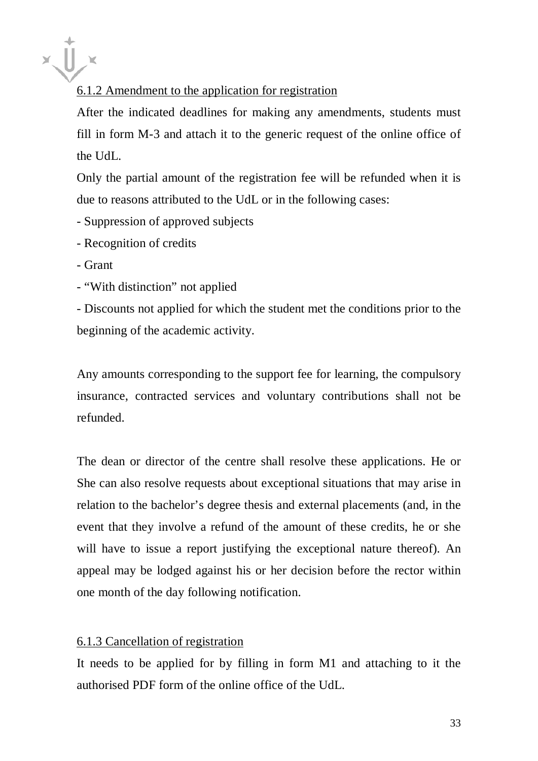### 6.1.2 Amendment to the application for registration

After the indicated deadlines for making any amendments, students must fill in form M-3 and attach it to the generic request of the online office of the UdL.

Only the partial amount of the registration fee will be refunded when it is due to reasons attributed to the UdL or in the following cases:

- Suppression of approved subjects
- Recognition of credits
- Grant
- "With distinction" not applied
- Discounts not applied for which the student met the conditions prior to the beginning of the academic activity.

Any amounts corresponding to the support fee for learning, the compulsory insurance, contracted services and voluntary contributions shall not be refunded.

The dean or director of the centre shall resolve these applications. He or She can also resolve requests about exceptional situations that may arise in relation to the bachelor's degree thesis and external placements (and, in the event that they involve a refund of the amount of these credits, he or she will have to issue a report justifying the exceptional nature thereof). An appeal may be lodged against his or her decision before the rector within one month of the day following notification.

### 6.1.3 Cancellation of registration

It needs to be applied for by filling in form M1 and attaching to it the authorised PDF form of the online office of the UdL.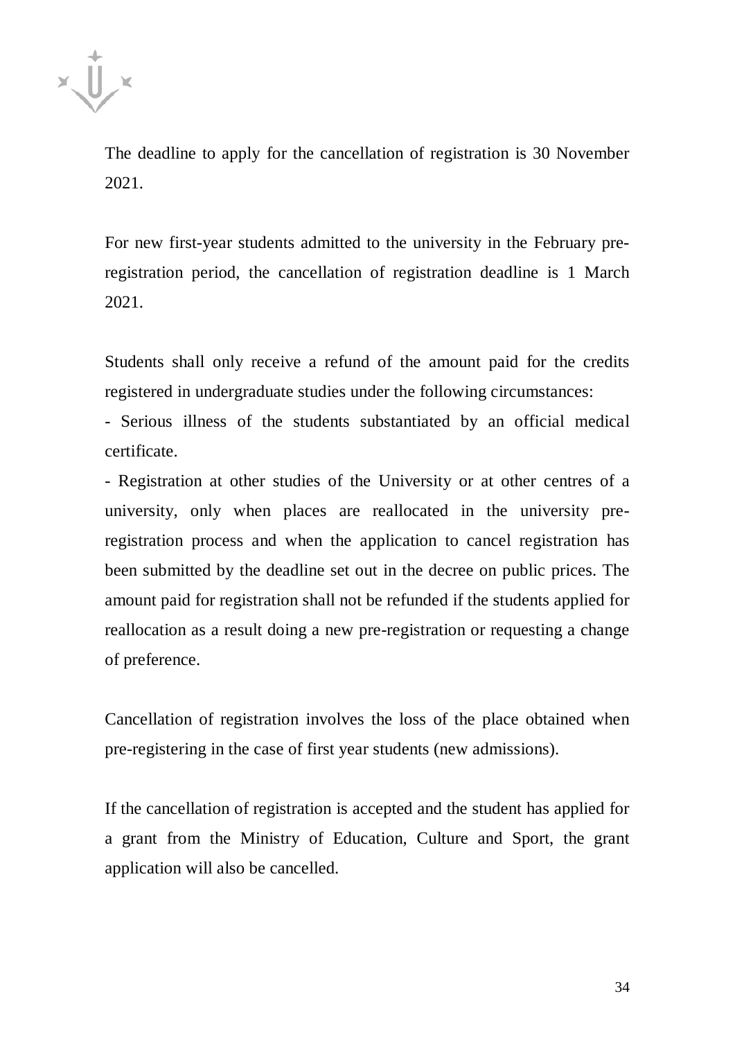The deadline to apply for the cancellation of registration is 30 November 2021.

For new first-year students admitted to the university in the February pre-registration period, the cancellation of registration deadline is 1 March 2021.

Students shall only receive a refund of the amount paid for the credits registered in undergraduate studies under the following circumstances:

- Serious illness of the students substantiated by an official medical certificate.
- Registration at other studies of the University or at other centres of a university, only when places are reallocated in the university pre-registration process and when the application to cancel registration has been submitted by the deadline set out in the decree on public prices. The amount paid for registration shall not be refunded if the students applied for reallocation as a result doing a new pre-registration or requesting a change of preference.

Cancellation of registration involves the loss of the place obtained when pre-registering in the case of first year students (new admissions).

If the cancellation of registration is accepted and the student has applied for a grant from the Ministry of Education, Culture and Sport, the grant application will also be cancelled.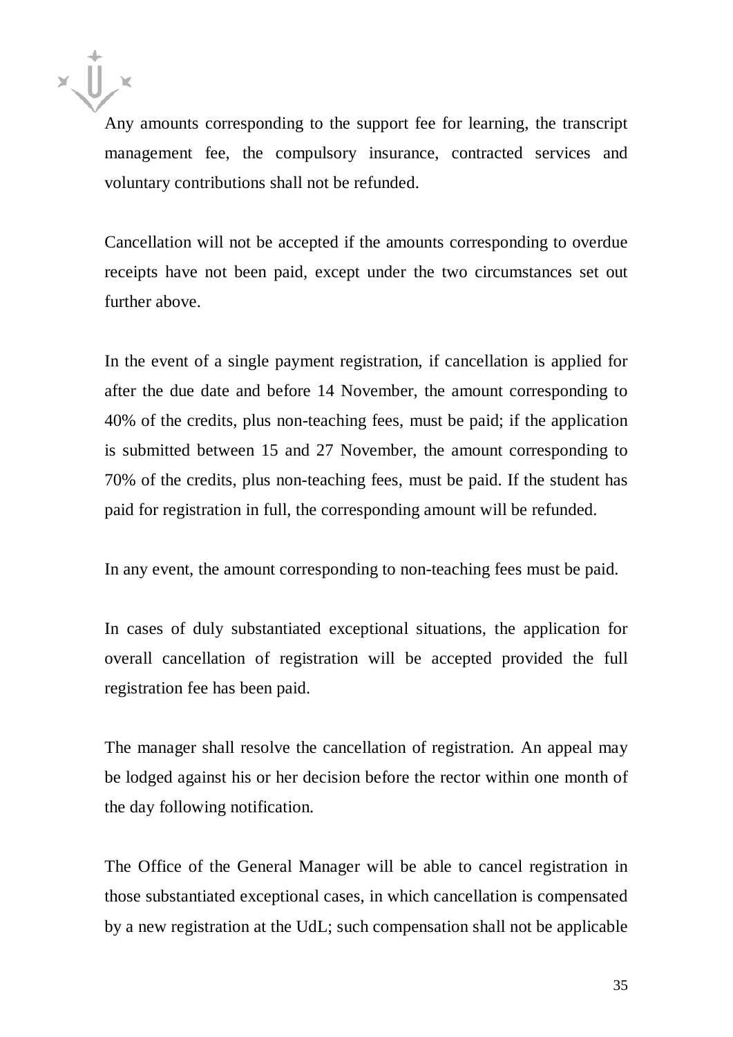Any amounts corresponding to the support fee for learning, the transcript management fee, the compulsory insurance, contracted services and voluntary contributions shall not be refunded.

Cancellation will not be accepted if the amounts corresponding to overdue receipts have not been paid, except under the two circumstances set out further above.

In the event of a single payment registration, if cancellation is applied for after the due date and before 14 November, the amount corresponding to 40% of the credits, plus non-teaching fees, must be paid; if the application is submitted between 15 and 27 November, the amount corresponding to 70% of the credits, plus non-teaching fees, must be paid. If the student has paid for registration in full, the corresponding amount will be refunded.

In any event, the amount corresponding to non-teaching fees must be paid.

In cases of duly substantiated exceptional situations, the application for overall cancellation of registration will be accepted provided the full registration fee has been paid.

The manager shall resolve the cancellation of registration. An appeal may be lodged against his or her decision before the rector within one month of the day following notification.

The Office of the General Manager will be able to cancel registration in those substantiated exceptional cases, in which cancellation is compensated by a new registration at the UdL; such compensation shall not be applicable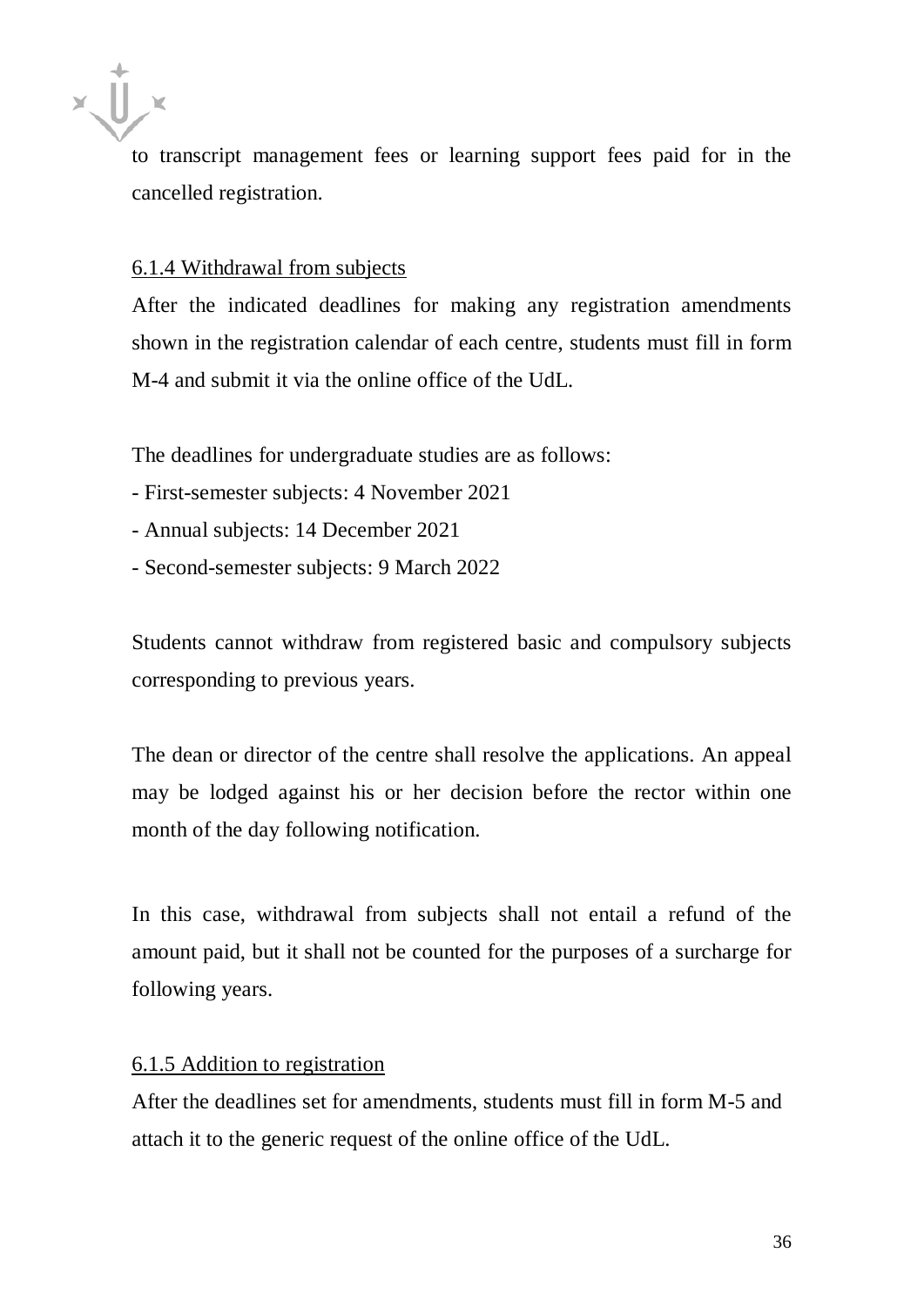to transcript management fees or learning support fees paid for in the cancelled registration.

#### 6.1.4 Withdrawal from subjects

After the indicated deadlines for making any registration amendments shown in the registration calendar of each centre, students must fill in form M-4 and submit it via the online office of the UdL.

The deadlines for undergraduate studies are as follows:

- First-semester subjects: 4 November 2021
- Annual subjects: 14 December 2021
- Second-semester subjects: 9 March 2022

Students cannot withdraw from registered basic and compulsory subjects corresponding to previous years.

The dean or director of the centre shall resolve the applications. An appeal may be lodged against his or her decision before the rector within one month of the day following notification.

In this case, withdrawal from subjects shall not entail a refund of the amount paid, but it shall not be counted for the purposes of a surcharge for following years.

#### 6.1.5 Addition to registration

After the deadlines set for amendments, students must fill in form M-5 and attach it to the generic request of the online office of the UdL.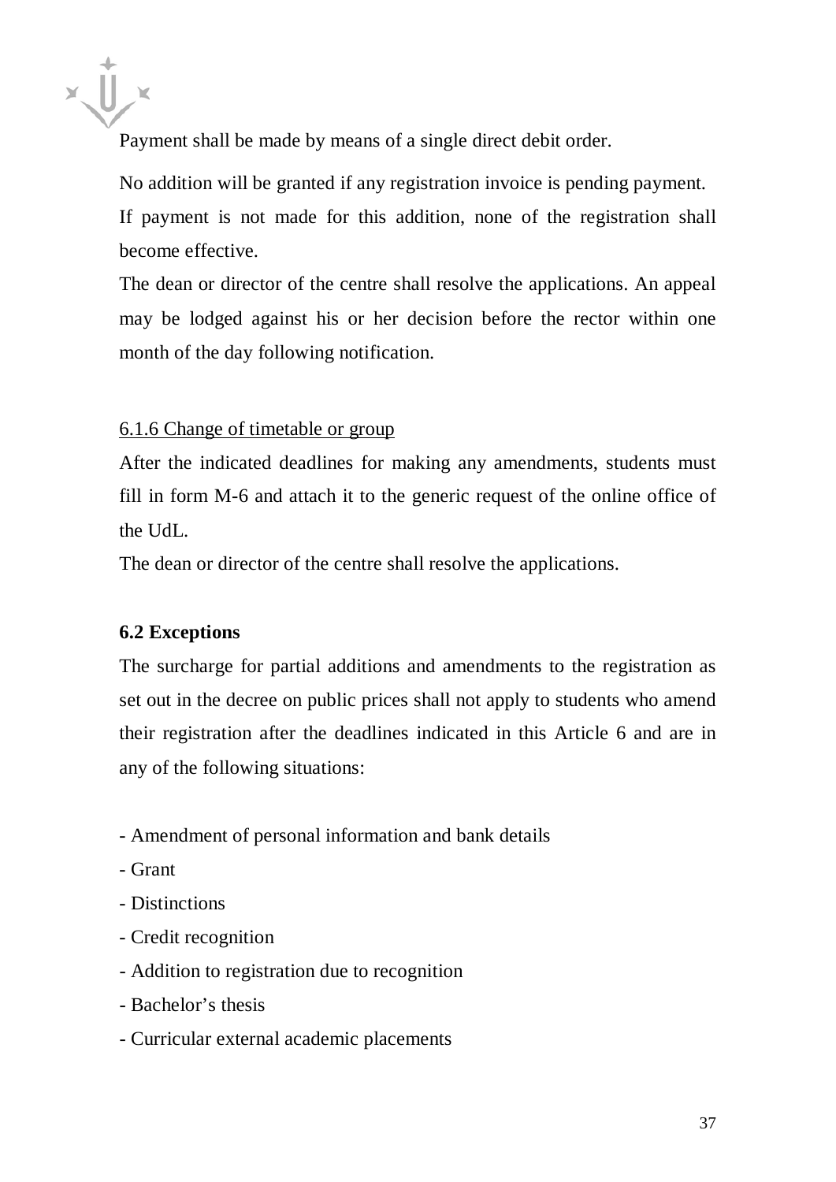Payment shall be made by means of a single direct debit order.

No addition will be granted if any registration invoice is pending payment.

If payment is not made for this addition, none of the registration shall become effective.

The dean or director of the centre shall resolve the applications. An appeal may be lodged against his or her decision before the rector within one month of the day following notification.

<u>6.1.6 Change of timetable or group</u>

After the indicated deadlines for making any amendments, students must fill in form M-6 and attach it to the generic request of the online office of the UdL.

The dean or director of the centre shall resolve the applications.

**6.2 Exceptions**

The surcharge for partial additions and amendments to the registration as set out in the decree on public prices shall not apply to students who amend their registration after the deadlines indicated in this Article 6 and are in any of the following situations:

- Amendment of personal information and bank details
- Grant
- Distinctions
- Credit recognition
- Addition to registration due to recognition
- Bachelor’s thesis
- Curricular external academic placements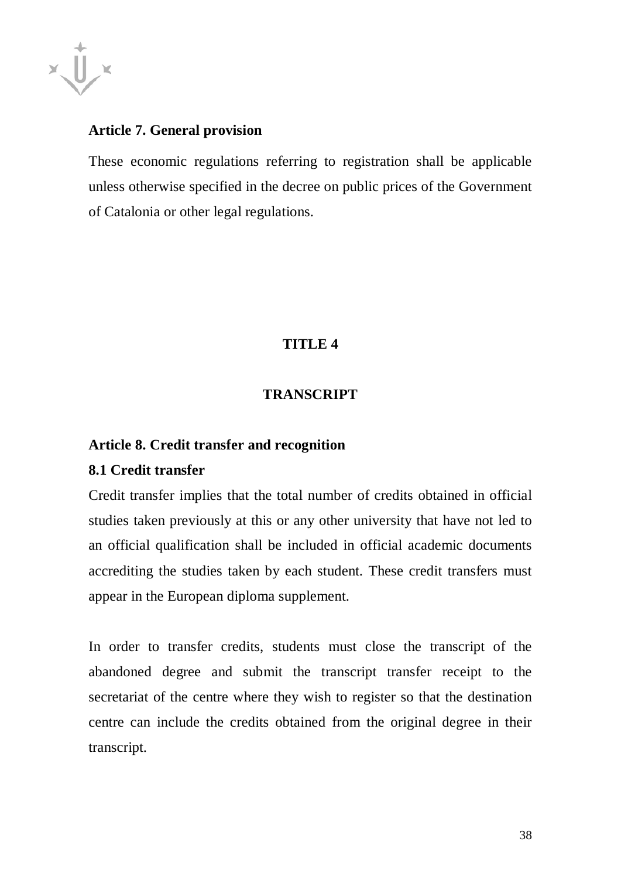### Article 7. General provision

These economic regulations referring to registration shall be applicable unless otherwise specified in the decree on public prices of the Government of Catalonia or other legal regulations.

## TITLE 4

## TRANSCRIPT

### Article 8. Credit transfer and recognition

#### 8.1 Credit transfer

Credit transfer implies that the total number of credits obtained in official studies taken previously at this or any other university that have not led to an official qualification shall be included in official academic documents accrediting the studies taken by each student. These credit transfers must appear in the European diploma supplement.

In order to transfer credits, students must close the transcript of the abandoned degree and submit the transcript transfer receipt to the secretariat of the centre where they wish to register so that the destination centre can include the credits obtained from the original degree in their transcript.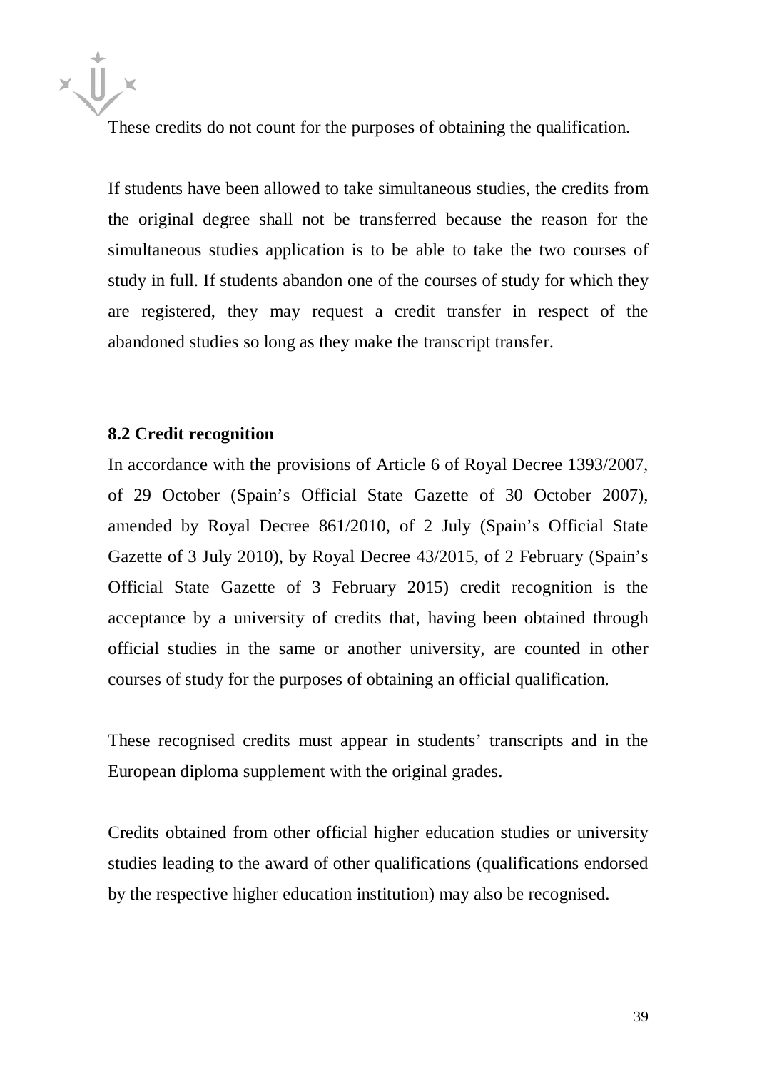These credits do not count for the purposes of obtaining the qualification.

If students have been allowed to take simultaneous studies, the credits from the original degree shall not be transferred because the reason for the simultaneous studies application is to be able to take the two courses of study in full. If students abandon one of the courses of study for which they are registered, they may request a credit transfer in respect of the abandoned studies so long as they make the transcript transfer.

### 8.2 Credit recognition

In accordance with the provisions of Article 6 of Royal Decree 1393/2007, of 29 October (Spain's Official State Gazette of 30 October 2007), amended by Royal Decree 861/2010, of 2 July (Spain's Official State Gazette of 3 July 2010), by Royal Decree 43/2015, of 2 February (Spain's Official State Gazette of 3 February 2015) credit recognition is the acceptance by a university of credits that, having been obtained through official studies in the same or another university, are counted in other courses of study for the purposes of obtaining an official qualification.

These recognised credits must appear in students' transcripts and in the European diploma supplement with the original grades.

Credits obtained from other official higher education studies or university studies leading to the award of other qualifications (qualifications endorsed by the respective higher education institution) may also be recognised.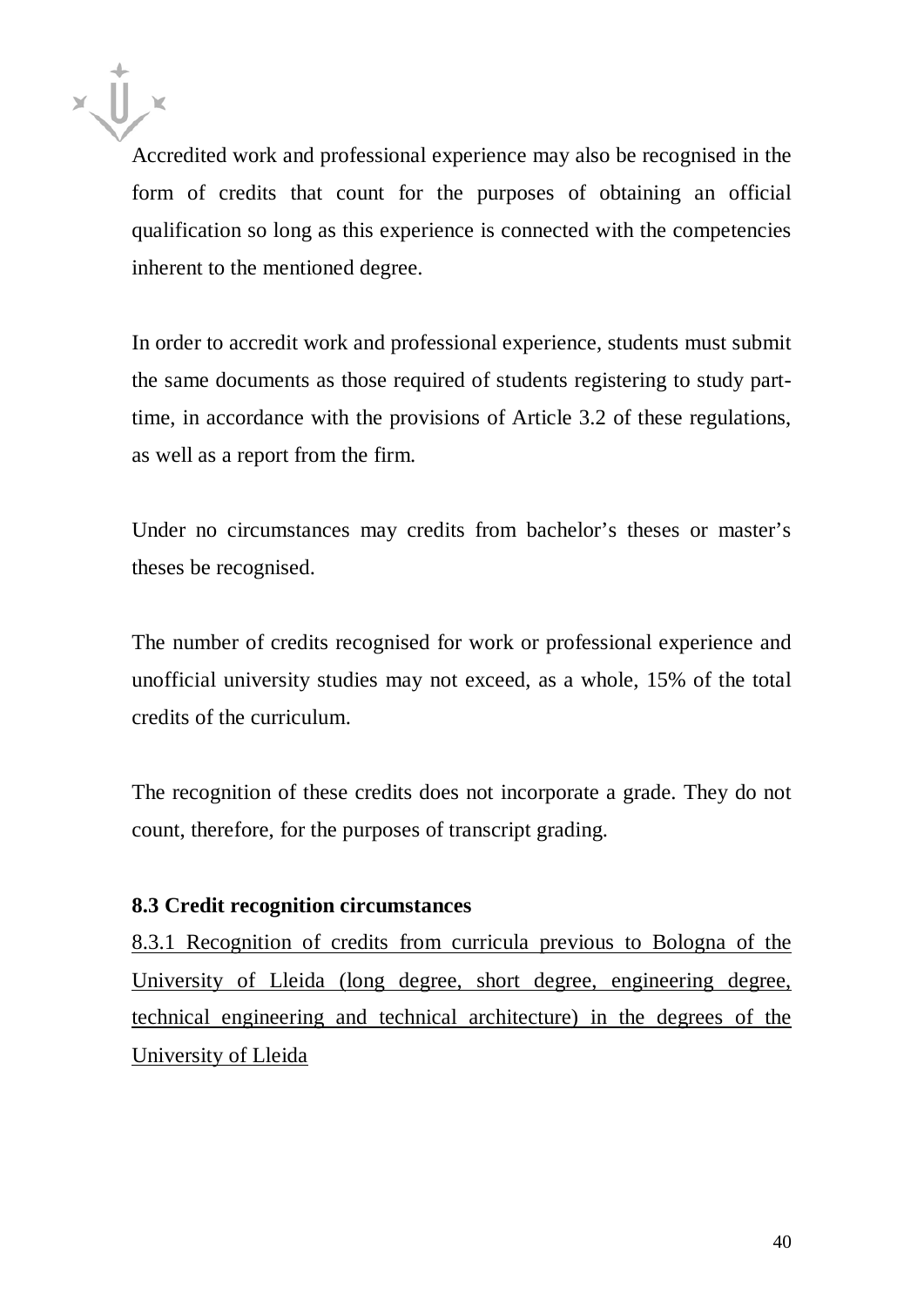Accredited work and professional experience may also be recognised in the form of credits that count for the purposes of obtaining an official qualification so long as this experience is connected with the competencies inherent to the mentioned degree.

In order to accredit work and professional experience, students must submit the same documents as those required of students registering to study part-time, in accordance with the provisions of Article 3.2 of these regulations, as well as a report from the firm.

Under no circumstances may credits from bachelor's theses or master's theses be recognised.

The number of credits recognised for work or professional experience and unofficial university studies may not exceed, as a whole, 15% of the total credits of the curriculum.

The recognition of these credits does not incorporate a grade. They do not count, therefore, for the purposes of transcript grading.

**8.3 Credit recognition circumstances**

<u>8.3.1 Recognition of credits from curricula previous to Bologna of the University of Lleida (long degree, short degree, engineering degree, technical engineering and technical architecture) in the degrees of the University of Lleida</u>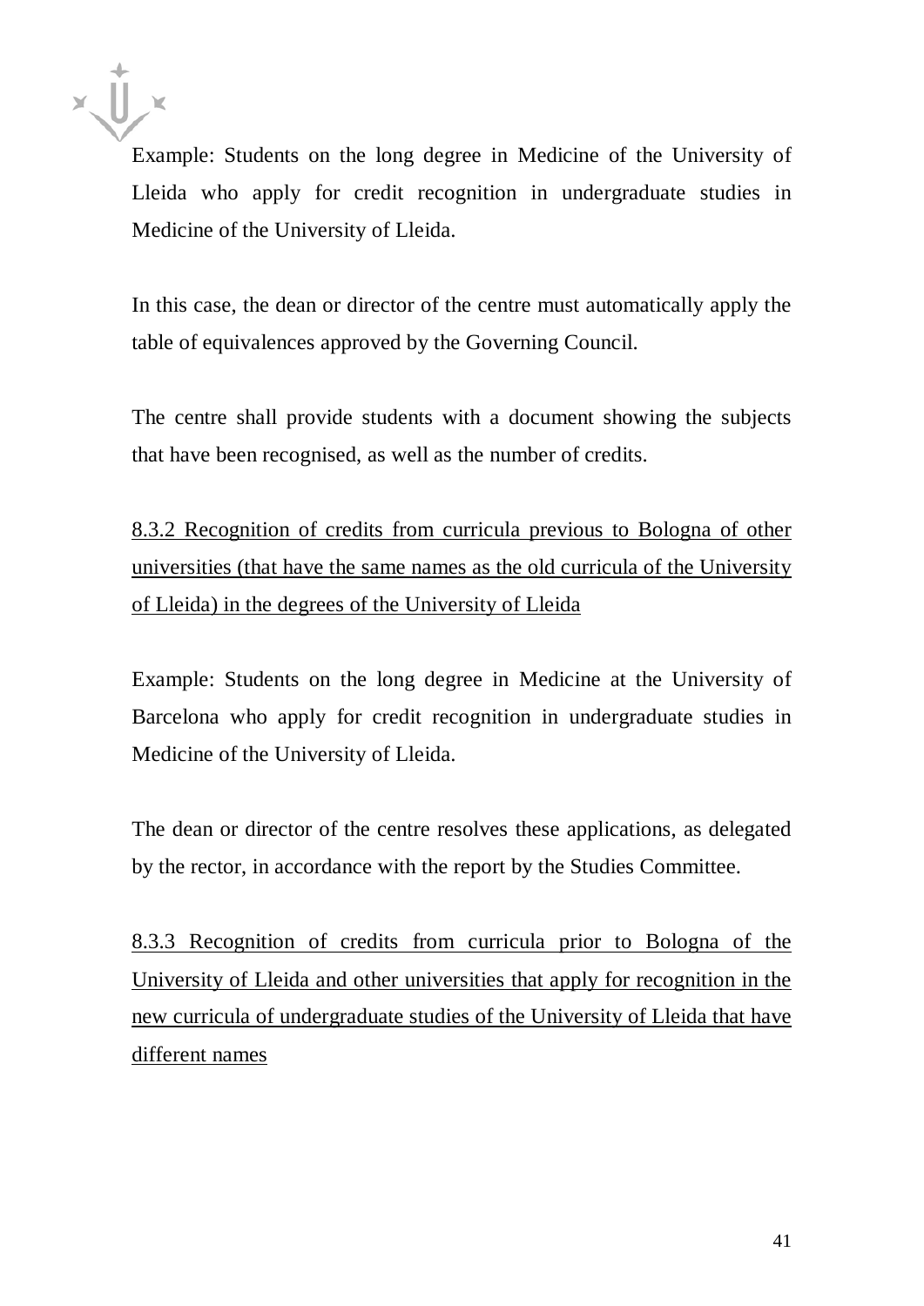Example: Students on the long degree in Medicine of the University of Lleida who apply for credit recognition in undergraduate studies in Medicine of the University of Lleida.

In this case, the dean or director of the centre must automatically apply the table of equivalences approved by the Governing Council.

The centre shall provide students with a document showing the subjects that have been recognised, as well as the number of credits.

#### 8.3.2 Recognition of credits from curricula previous to Bologna of other universities (that have the same names as the old curricula of the University of Lleida) in the degrees of the University of Lleida

Example: Students on the long degree in Medicine at the University of Barcelona who apply for credit recognition in undergraduate studies in Medicine of the University of Lleida.

The dean or director of the centre resolves these applications, as delegated by the rector, in accordance with the report by the Studies Committee.

#### 8.3.3 Recognition of credits from curricula prior to Bologna of the University of Lleida and other universities that apply for recognition in the new curricula of undergraduate studies of the University of Lleida that have different names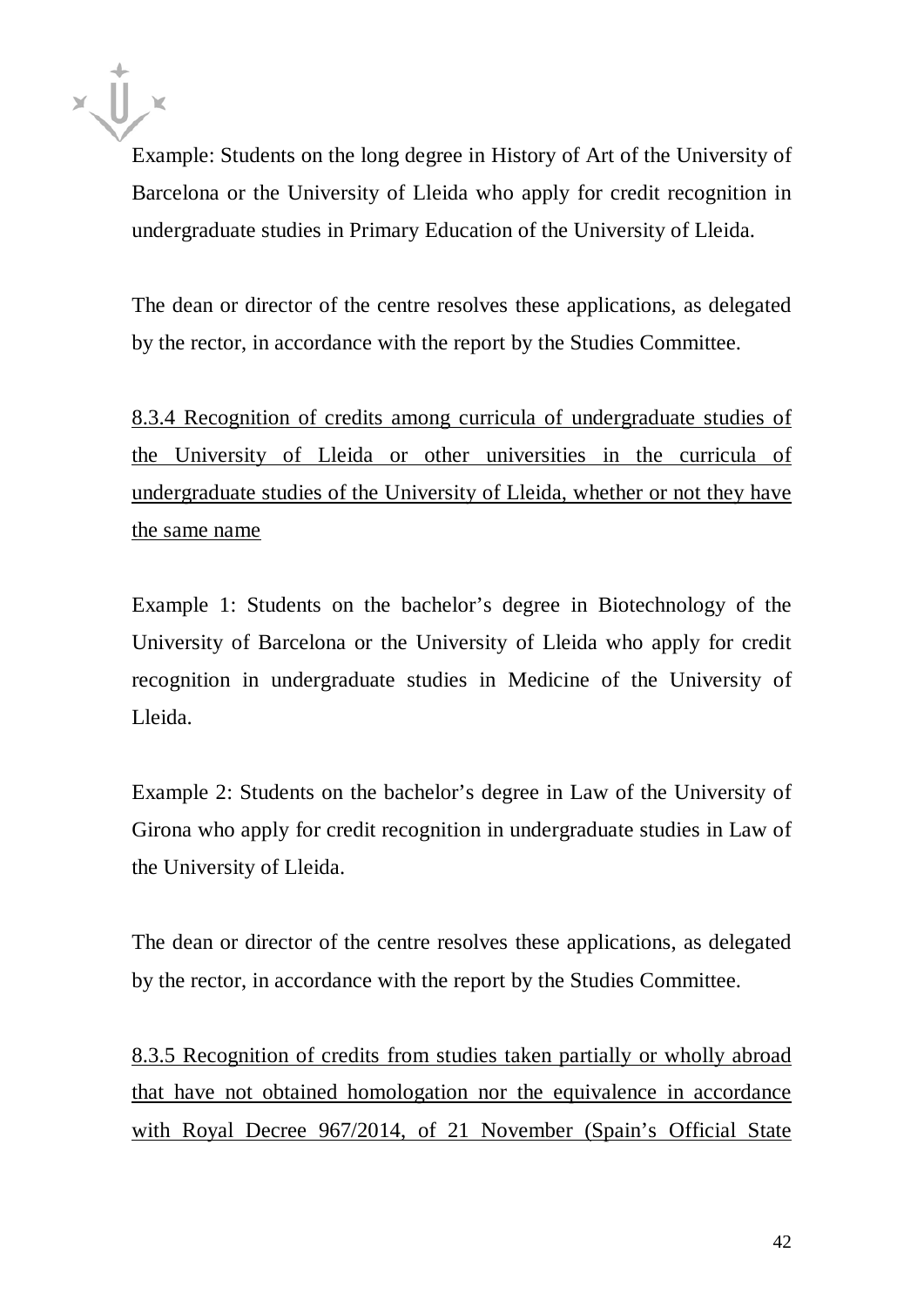Example: Students on the long degree in History of Art of the University of Barcelona or the University of Lleida who apply for credit recognition in undergraduate studies in Primary Education of the University of Lleida.

The dean or director of the centre resolves these applications, as delegated by the rector, in accordance with the report by the Studies Committee.

<u>8.3.4 Recognition of credits among curricula of undergraduate studies of the University of Lleida or other universities in the curricula of undergraduate studies of the University of Lleida, whether or not they have the same name</u>

Example 1: Students on the bachelor's degree in Biotechnology of the University of Barcelona or the University of Lleida who apply for credit recognition in undergraduate studies in Medicine of the University of Lleida.

Example 2: Students on the bachelor's degree in Law of the University of Girona who apply for credit recognition in undergraduate studies in Law of the University of Lleida.

The dean or director of the centre resolves these applications, as delegated by the rector, in accordance with the report by the Studies Committee.

<u>8.3.5 Recognition of credits from studies taken partially or wholly abroad that have not obtained homologation nor the equivalence in accordance with Royal Decree 967/2014, of 21 November (Spain's Official State</u>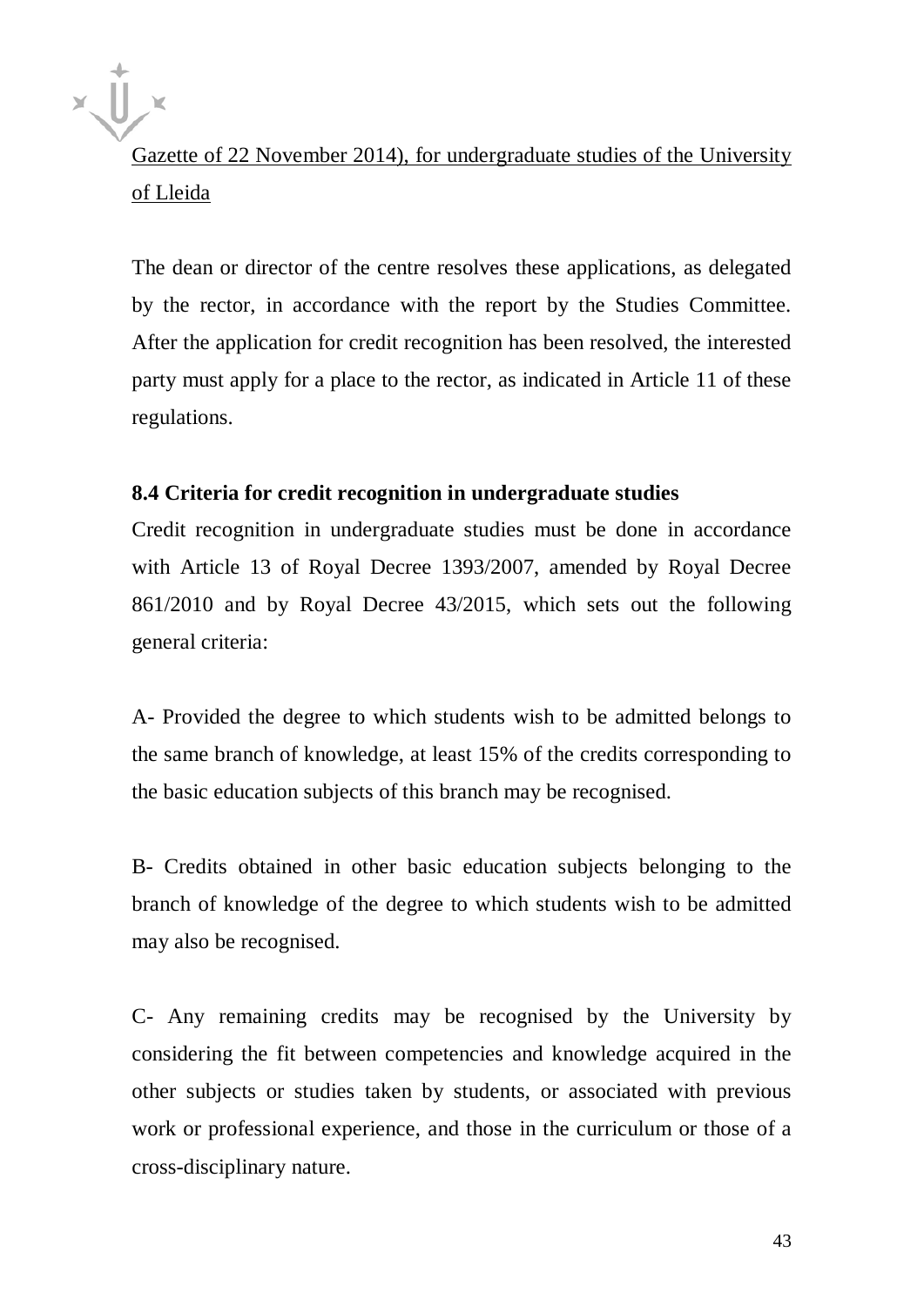Gazette of 22 November 2014), for undergraduate studies of the University of Lleida

The dean or director of the centre resolves these applications, as delegated by the rector, in accordance with the report by the Studies Committee. After the application for credit recognition has been resolved, the interested party must apply for a place to the rector, as indicated in Article 11 of these regulations.

**8.4 Criteria for credit recognition in undergraduate studies**

Credit recognition in undergraduate studies must be done in accordance with Article 13 of Royal Decree 1393/2007, amended by Royal Decree 861/2010 and by Royal Decree 43/2015, which sets out the following general criteria:

A- Provided the degree to which students wish to be admitted belongs to the same branch of knowledge, at least 15% of the credits corresponding to the basic education subjects of this branch may be recognised.

B- Credits obtained in other basic education subjects belonging to the branch of knowledge of the degree to which students wish to be admitted may also be recognised.

C- Any remaining credits may be recognised by the University by considering the fit between competencies and knowledge acquired in the other subjects or studies taken by students, or associated with previous work or professional experience, and those in the curriculum or those of a cross-disciplinary nature.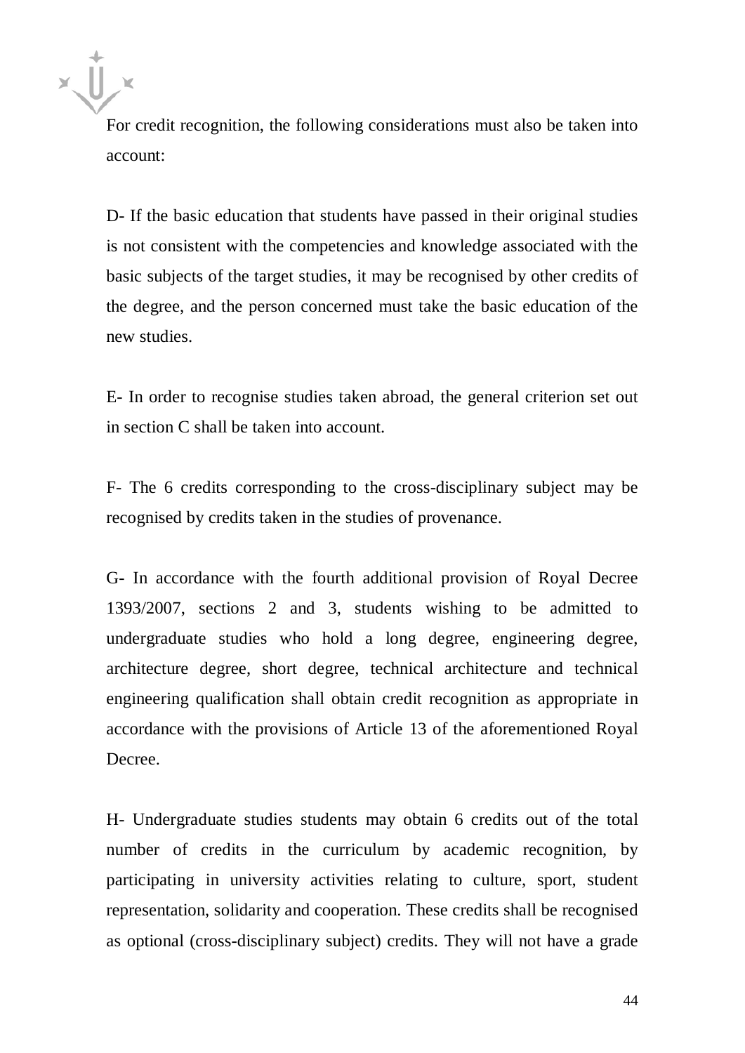For credit recognition, the following considerations must also be taken into account:

D- If the basic education that students have passed in their original studies is not consistent with the competencies and knowledge associated with the basic subjects of the target studies, it may be recognised by other credits of the degree, and the person concerned must take the basic education of the new studies.

E- In order to recognise studies taken abroad, the general criterion set out in section C shall be taken into account.

F- The 6 credits corresponding to the cross-disciplinary subject may be recognised by credits taken in the studies of provenance.

G- In accordance with the fourth additional provision of Royal Decree 1393/2007, sections 2 and 3, students wishing to be admitted to undergraduate studies who hold a long degree, engineering degree, architecture degree, short degree, technical architecture and technical engineering qualification shall obtain credit recognition as appropriate in accordance with the provisions of Article 13 of the aforementioned Royal Decree.

H- Undergraduate studies students may obtain 6 credits out of the total number of credits in the curriculum by academic recognition, by participating in university activities relating to culture, sport, student representation, solidarity and cooperation. These credits shall be recognised as optional (cross-disciplinary subject) credits. They will not have a grade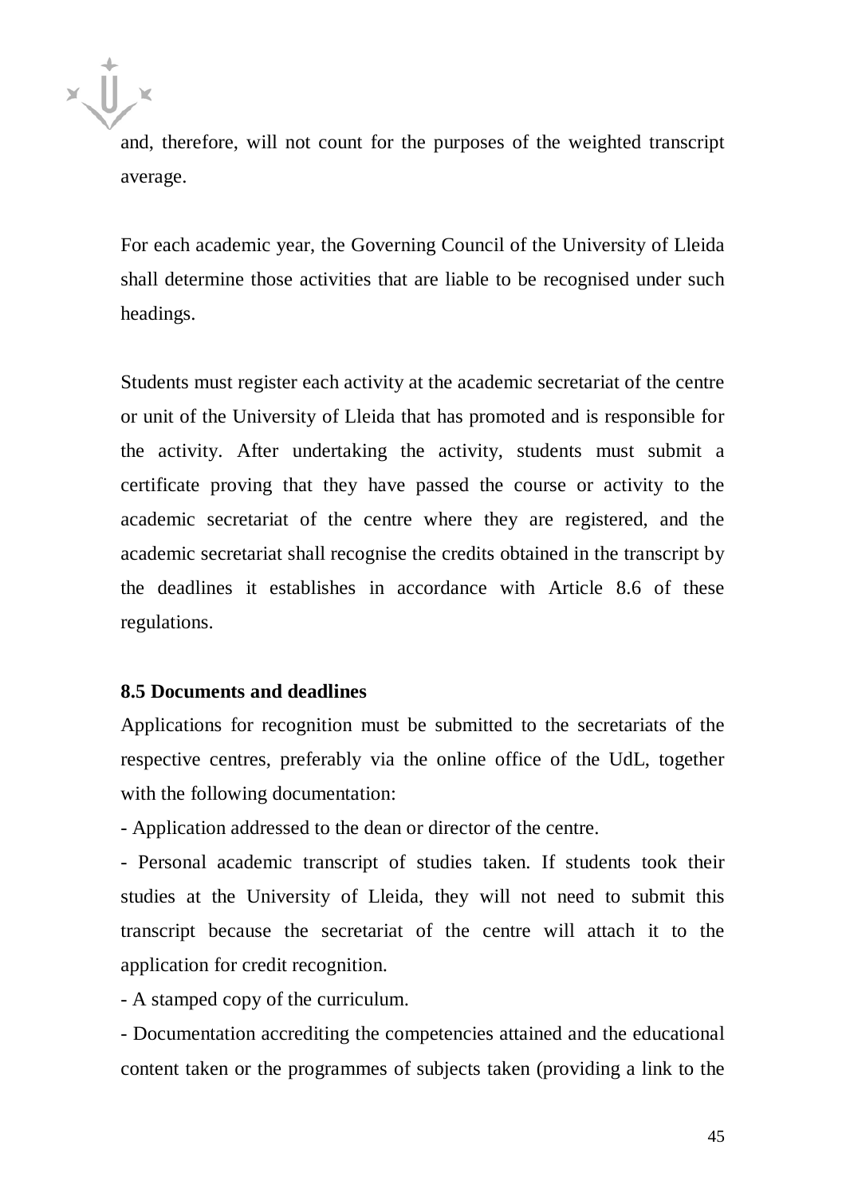and, therefore, will not count for the purposes of the weighted transcript average.

For each academic year, the Governing Council of the University of Lleida shall determine those activities that are liable to be recognised under such headings.

Students must register each activity at the academic secretariat of the centre or unit of the University of Lleida that has promoted and is responsible for the activity. After undertaking the activity, students must submit a certificate proving that they have passed the course or activity to the academic secretariat of the centre where they are registered, and the academic secretariat shall recognise the credits obtained in the transcript by the deadlines it establishes in accordance with Article 8.6 of these regulations.

**8.5 Documents and deadlines**

Applications for recognition must be submitted to the secretariats of the respective centres, preferably via the online office of the UdL, together with the following documentation:

- Application addressed to the dean or director of the centre.
- Personal academic transcript of studies taken. If students took their studies at the University of Lleida, they will not need to submit this transcript because the secretariat of the centre will attach it to the application for credit recognition.
- A stamped copy of the curriculum.
- Documentation accrediting the competencies attained and the educational content taken or the programmes of subjects taken (providing a link to the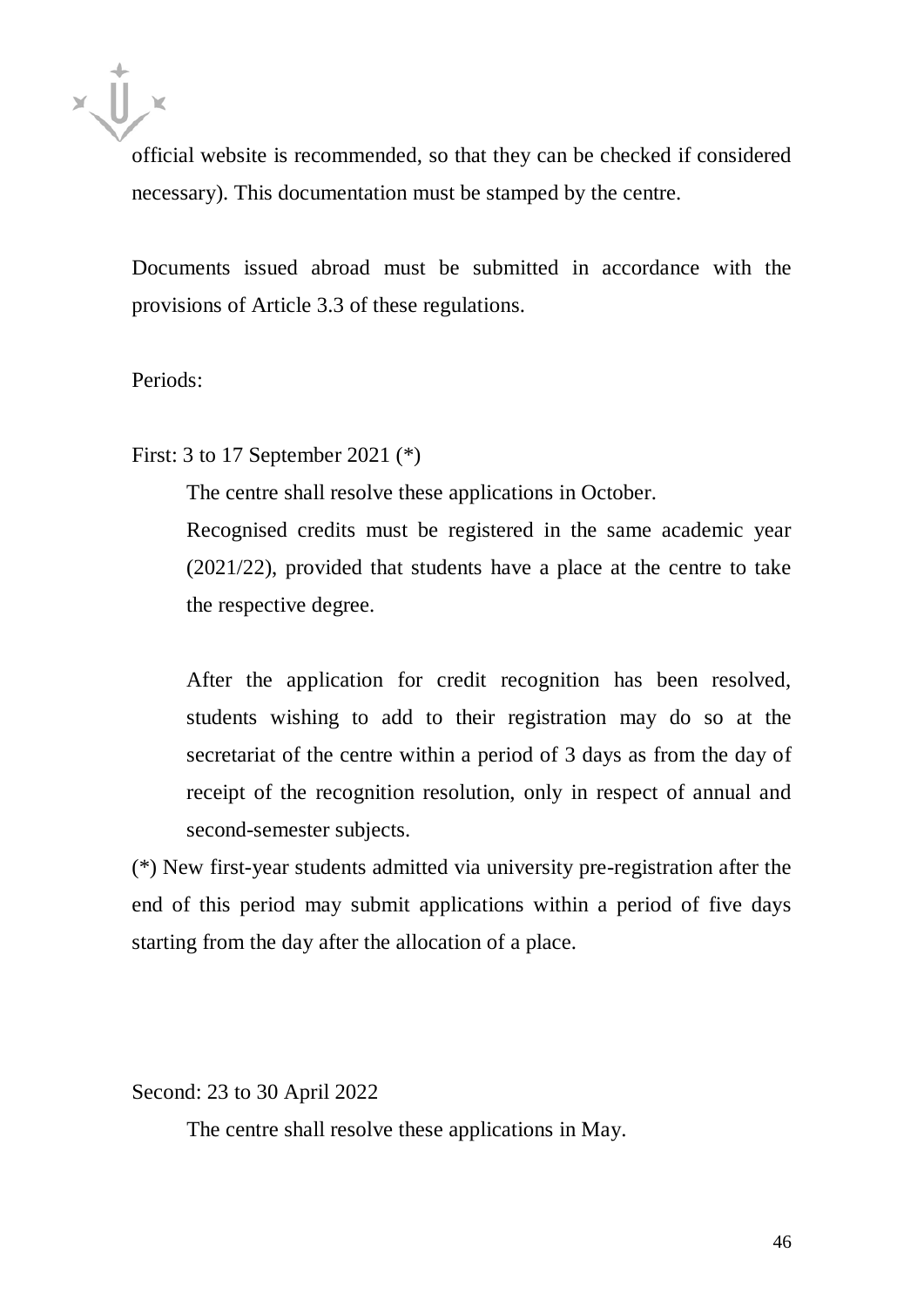official website is recommended, so that they can be checked if considered necessary). This documentation must be stamped by the centre.

Documents issued abroad must be submitted in accordance with the provisions of Article 3.3 of these regulations.

Periods:

First: 3 to 17 September 2021 (*)

> The centre shall resolve these applications in October.
>
> Recognised credits must be registered in the same academic year (2021/22), provided that students have a place at the centre to take the respective degree.
>
> After the application for credit recognition has been resolved, students wishing to add to their registration may do so at the secretariat of the centre within a period of 3 days as from the day of receipt of the recognition resolution, only in respect of annual and second-semester subjects.

(*) New first-year students admitted via university pre-registration after the end of this period may submit applications within a period of five days starting from the day after the allocation of a place.

Second: 23 to 30 April 2022

> The centre shall resolve these applications in May.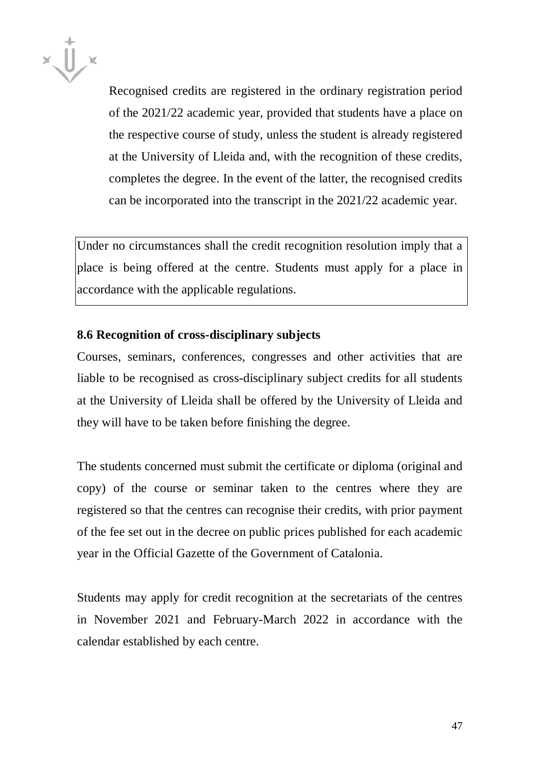Recognised credits are registered in the ordinary registration period of the 2021/22 academic year, provided that students have a place on the respective course of study, unless the student is already registered at the University of Lleida and, with the recognition of these credits, completes the degree. In the event of the latter, the recognised credits can be incorporated into the transcript in the 2021/22 academic year.

| Under no circumstances shall the credit recognition resolution imply that a place is being offered at the centre. Students must apply for a place in accordance with the applicable regulations. |
| --- |

**8.6 Recognition of cross-disciplinary subjects**

Courses, seminars, conferences, congresses and other activities that are liable to be recognised as cross-disciplinary subject credits for all students at the University of Lleida shall be offered by the University of Lleida and they will have to be taken before finishing the degree.

The students concerned must submit the certificate or diploma (original and copy) of the course or seminar taken to the centres where they are registered so that the centres can recognise their credits, with prior payment of the fee set out in the decree on public prices published for each academic year in the Official Gazette of the Government of Catalonia.

Students may apply for credit recognition at the secretariats of the centres in November 2021 and February-March 2022 in accordance with the calendar established by each centre.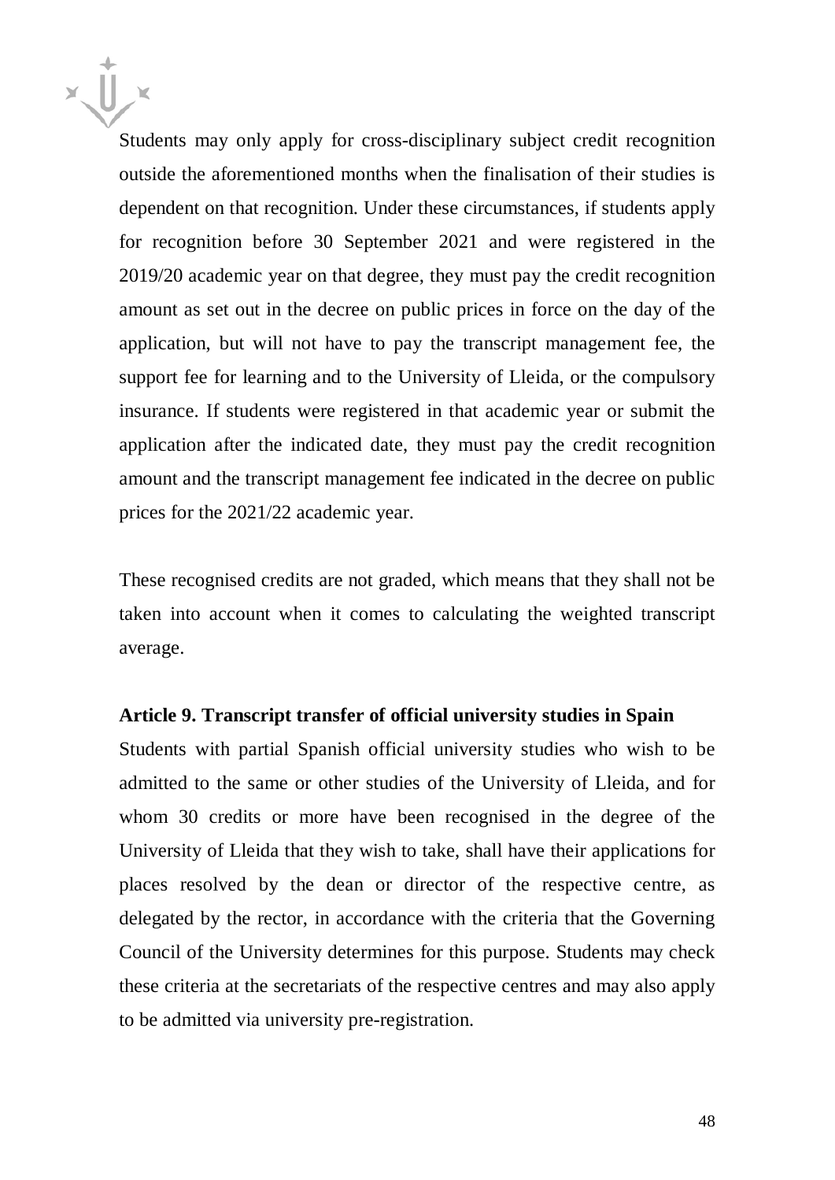Students may only apply for cross-disciplinary subject credit recognition outside the aforementioned months when the finalisation of their studies is dependent on that recognition. Under these circumstances, if students apply for recognition before 30 September 2021 and were registered in the 2019/20 academic year on that degree, they must pay the credit recognition amount as set out in the decree on public prices in force on the day of the application, but will not have to pay the transcript management fee, the support fee for learning and to the University of Lleida, or the compulsory insurance. If students were registered in that academic year or submit the application after the indicated date, they must pay the credit recognition amount and the transcript management fee indicated in the decree on public prices for the 2021/22 academic year.

These recognised credits are not graded, which means that they shall not be taken into account when it comes to calculating the weighted transcript average.

**Article 9. Transcript transfer of official university studies in Spain**

Students with partial Spanish official university studies who wish to be admitted to the same or other studies of the University of Lleida, and for whom 30 credits or more have been recognised in the degree of the University of Lleida that they wish to take, shall have their applications for places resolved by the dean or director of the respective centre, as delegated by the rector, in accordance with the criteria that the Governing Council of the University determines for this purpose. Students may check these criteria at the secretariats of the respective centres and may also apply to be admitted via university pre-registration.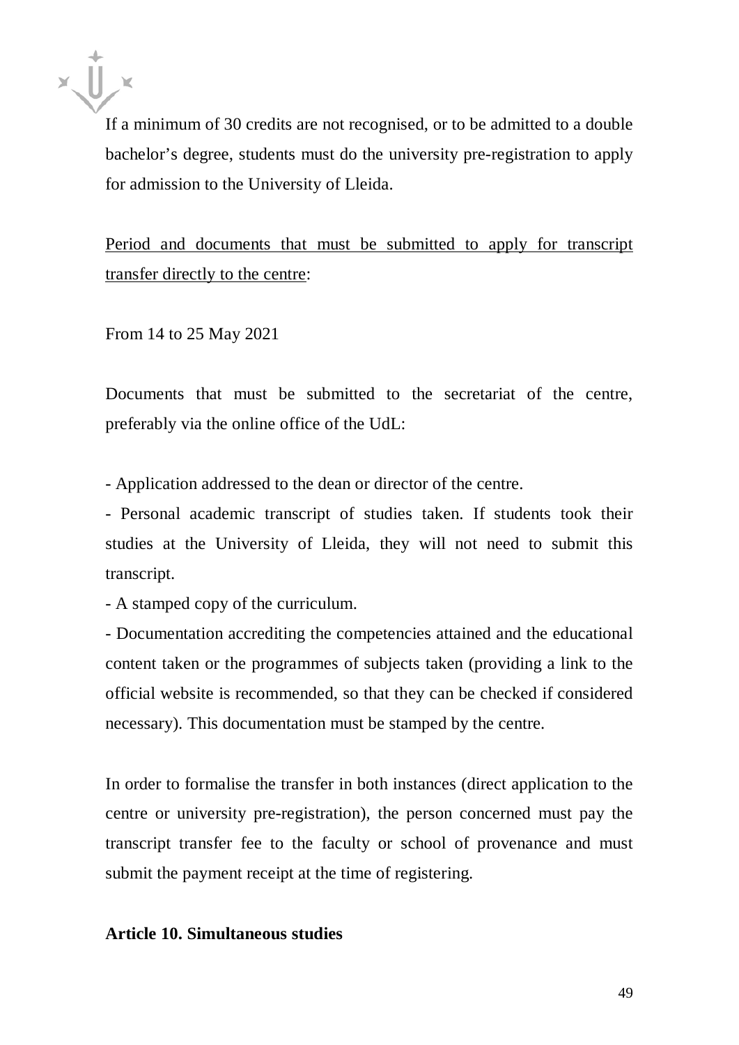If a minimum of 30 credits are not recognised, or to be admitted to a double bachelor's degree, students must do the university pre-registration to apply for admission to the University of Lleida.

<u>Period and documents that must be submitted to apply for transcript transfer directly to the centre</u>:

From 14 to 25 May 2021

Documents that must be submitted to the secretariat of the centre, preferably via the online office of the UdL:

- Application addressed to the dean or director of the centre.
- Personal academic transcript of studies taken. If students took their studies at the University of Lleida, they will not need to submit this transcript.
- A stamped copy of the curriculum.
- Documentation accrediting the competencies attained and the educational content taken or the programmes of subjects taken (providing a link to the official website is recommended, so that they can be checked if considered necessary). This documentation must be stamped by the centre.

In order to formalise the transfer in both instances (direct application to the centre or university pre-registration), the person concerned must pay the transcript transfer fee to the faculty or school of provenance and must submit the payment receipt at the time of registering.

**Article 10. Simultaneous studies**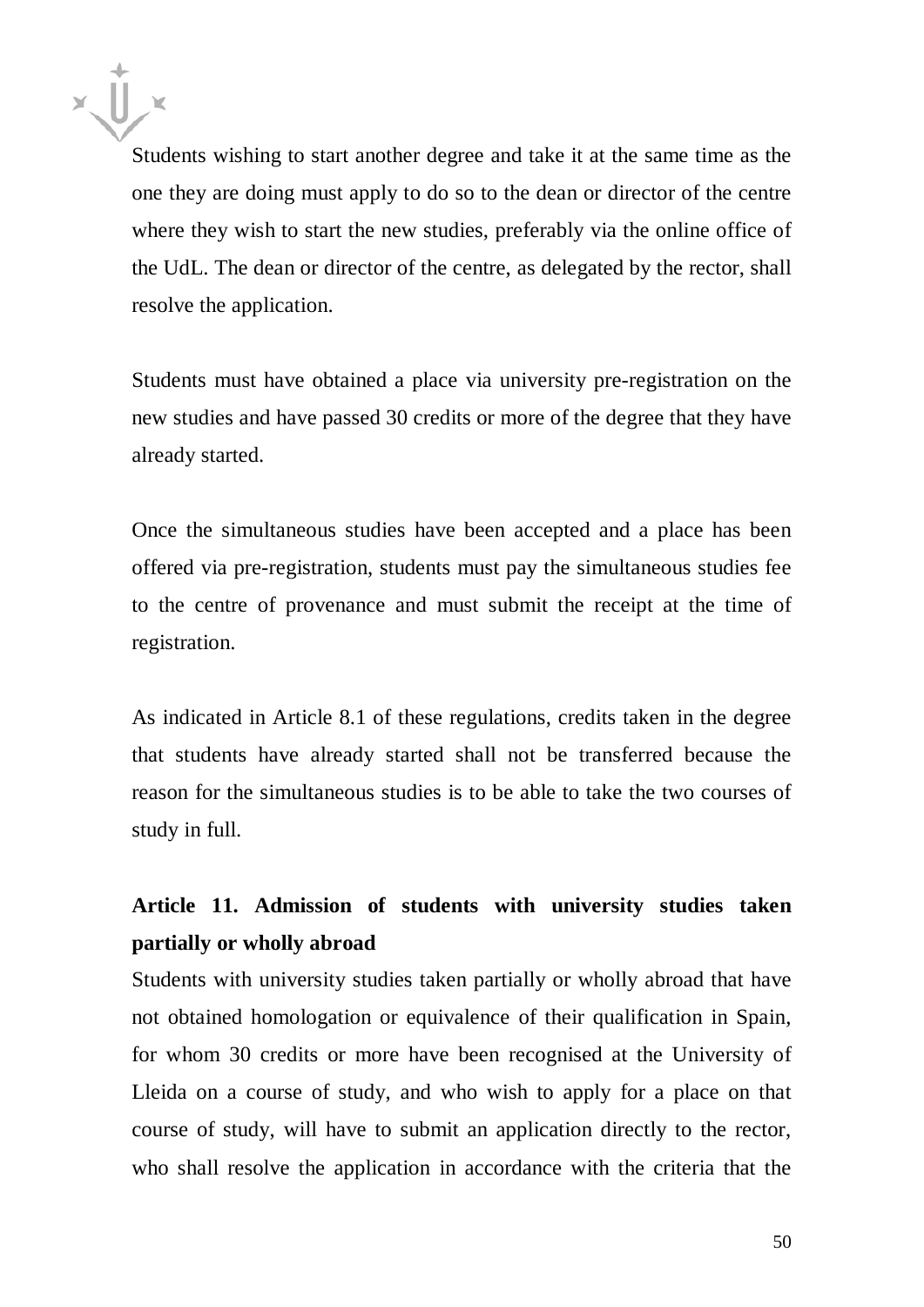Students wishing to start another degree and take it at the same time as the one they are doing must apply to do so to the dean or director of the centre where they wish to start the new studies, preferably via the online office of the UdL. The dean or director of the centre, as delegated by the rector, shall resolve the application.

Students must have obtained a place via university pre-registration on the new studies and have passed 30 credits or more of the degree that they have already started.

Once the simultaneous studies have been accepted and a place has been offered via pre-registration, students must pay the simultaneous studies fee to the centre of provenance and must submit the receipt at the time of registration.

As indicated in Article 8.1 of these regulations, credits taken in the degree that students have already started shall not be transferred because the reason for the simultaneous studies is to be able to take the two courses of study in full.

## Article 11. Admission of students with university studies taken partially or wholly abroad

Students with university studies taken partially or wholly abroad that have not obtained homologation or equivalence of their qualification in Spain, for whom 30 credits or more have been recognised at the University of Lleida on a course of study, and who wish to apply for a place on that course of study, will have to submit an application directly to the rector, who shall resolve the application in accordance with the criteria that the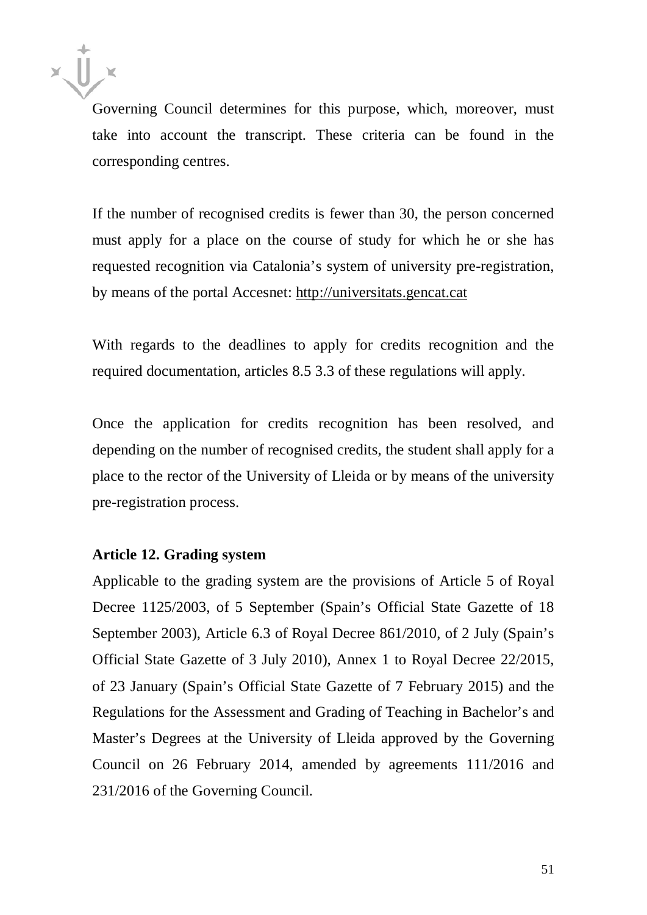Governing Council determines for this purpose, which, moreover, must take into account the transcript. These criteria can be found in the corresponding centres.

If the number of recognised credits is fewer than 30, the person concerned must apply for a place on the course of study for which he or she has requested recognition via Catalonia's system of university pre-registration, by means of the portal Accesnet: http://universitats.gencat.cat

With regards to the deadlines to apply for credits recognition and the required documentation, articles 8.5 3.3 of these regulations will apply.

Once the application for credits recognition has been resolved, and depending on the number of recognised credits, the student shall apply for a place to the rector of the University of Lleida or by means of the university pre-registration process.

**Article 12. Grading system**

Applicable to the grading system are the provisions of Article 5 of Royal Decree 1125/2003, of 5 September (Spain's Official State Gazette of 18 September 2003), Article 6.3 of Royal Decree 861/2010, of 2 July (Spain's Official State Gazette of 3 July 2010), Annex 1 to Royal Decree 22/2015, of 23 January (Spain's Official State Gazette of 7 February 2015) and the Regulations for the Assessment and Grading of Teaching in Bachelor's and Master's Degrees at the University of Lleida approved by the Governing Council on 26 February 2014, amended by agreements 111/2016 and 231/2016 of the Governing Council.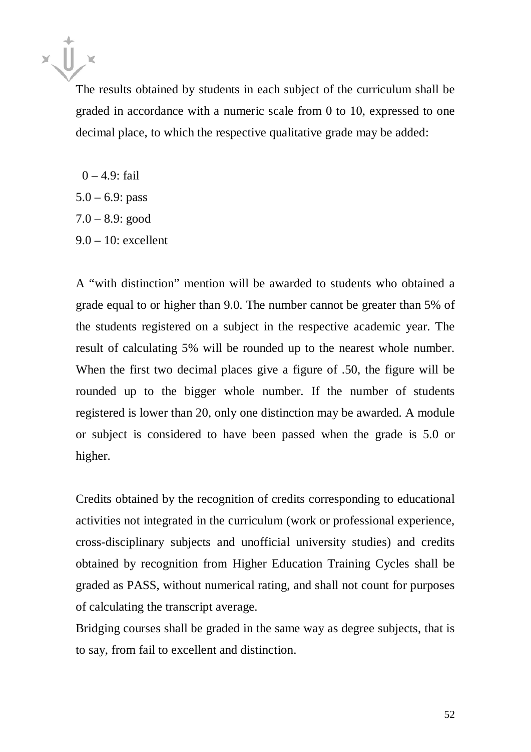The results obtained by students in each subject of the curriculum shall be graded in accordance with a numeric scale from 0 to 10, expressed to one decimal place, to which the respective qualitative grade may be added:

0 – 4.9: fail
5.0 – 6.9: pass
7.0 – 8.9: good
9.0 – 10: excellent

A "with distinction" mention will be awarded to students who obtained a grade equal to or higher than 9.0. The number cannot be greater than 5% of the students registered on a subject in the respective academic year. The result of calculating 5% will be rounded up to the nearest whole number. When the first two decimal places give a figure of .50, the figure will be rounded up to the bigger whole number. If the number of students registered is lower than 20, only one distinction may be awarded. A module or subject is considered to have been passed when the grade is 5.0 or higher.

Credits obtained by the recognition of credits corresponding to educational activities not integrated in the curriculum (work or professional experience, cross-disciplinary subjects and unofficial university studies) and credits obtained by recognition from Higher Education Training Cycles shall be graded as PASS, without numerical rating, and shall not count for purposes of calculating the transcript average.

Bridging courses shall be graded in the same way as degree subjects, that is to say, from fail to excellent and distinction.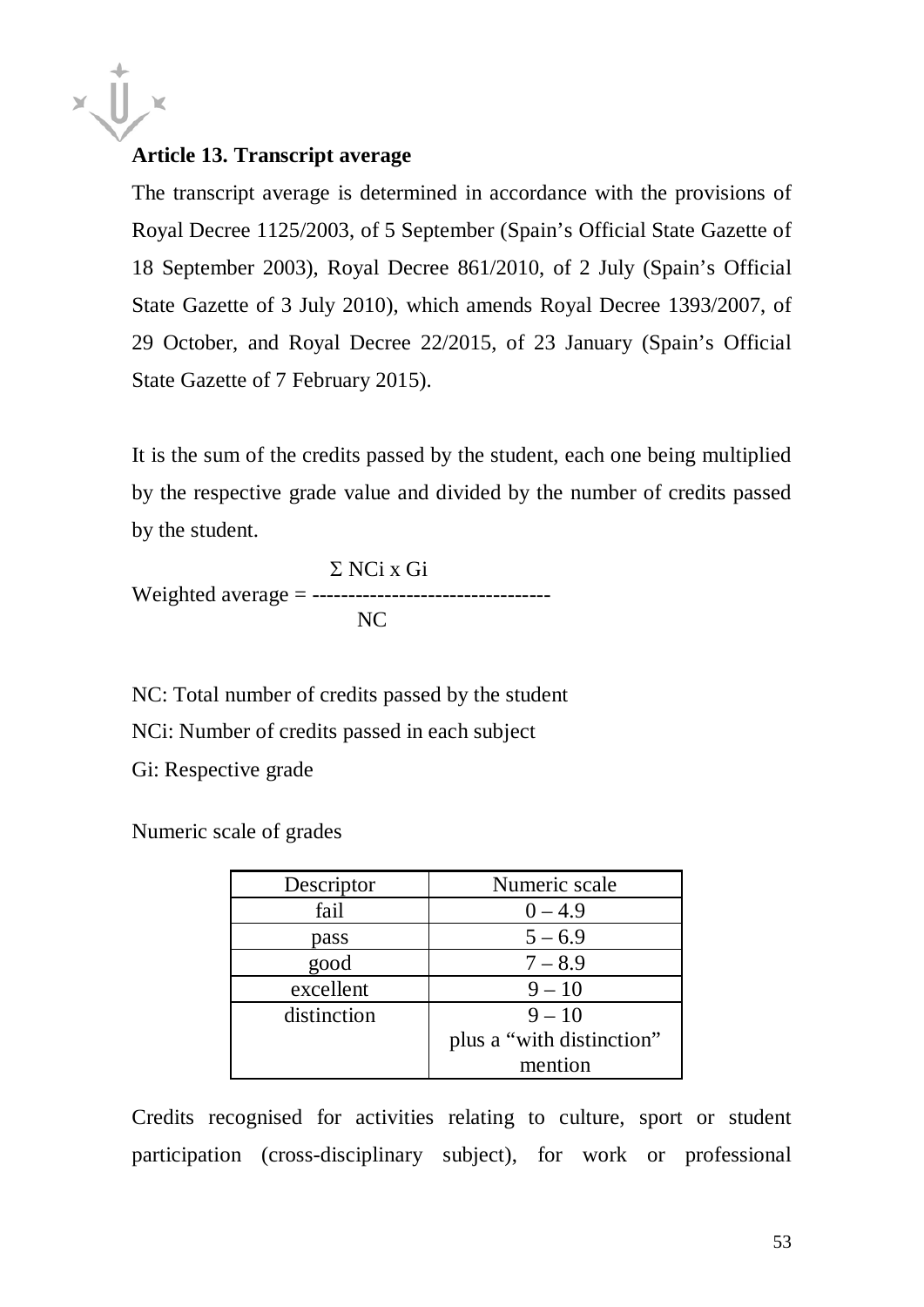**Article 13. Transcript average**

The transcript average is determined in accordance with the provisions of Royal Decree 1125/2003, of 5 September (Spain's Official State Gazette of 18 September 2003), Royal Decree 861/2010, of 2 July (Spain's Official State Gazette of 3 July 2010), which amends Royal Decree 1393/2007, of 29 October, and Royal Decree 22/2015, of 23 January (Spain's Official State Gazette of 7 February 2015).

It is the sum of the credits passed by the student, each one being multiplied by the respective grade value and divided by the number of credits passed by the student.

$$\text{Weighted average} = \frac{\Sigma\ NCi \times Gi}{NC}$$

NC: Total number of credits passed by the student

NCi: Number of credits passed in each subject

Gi: Respective grade

Numeric scale of grades

| Descriptor | Numeric scale |
|---|---|
| fail | 0 – 4.9 |
| pass | 5 – 6.9 |
| good | 7 – 8.9 |
| excellent | 9 – 10 |
| distinction | 9 – 10 plus a "with distinction" mention |

Credits recognised for activities relating to culture, sport or student participation (cross-disciplinary subject), for work or professional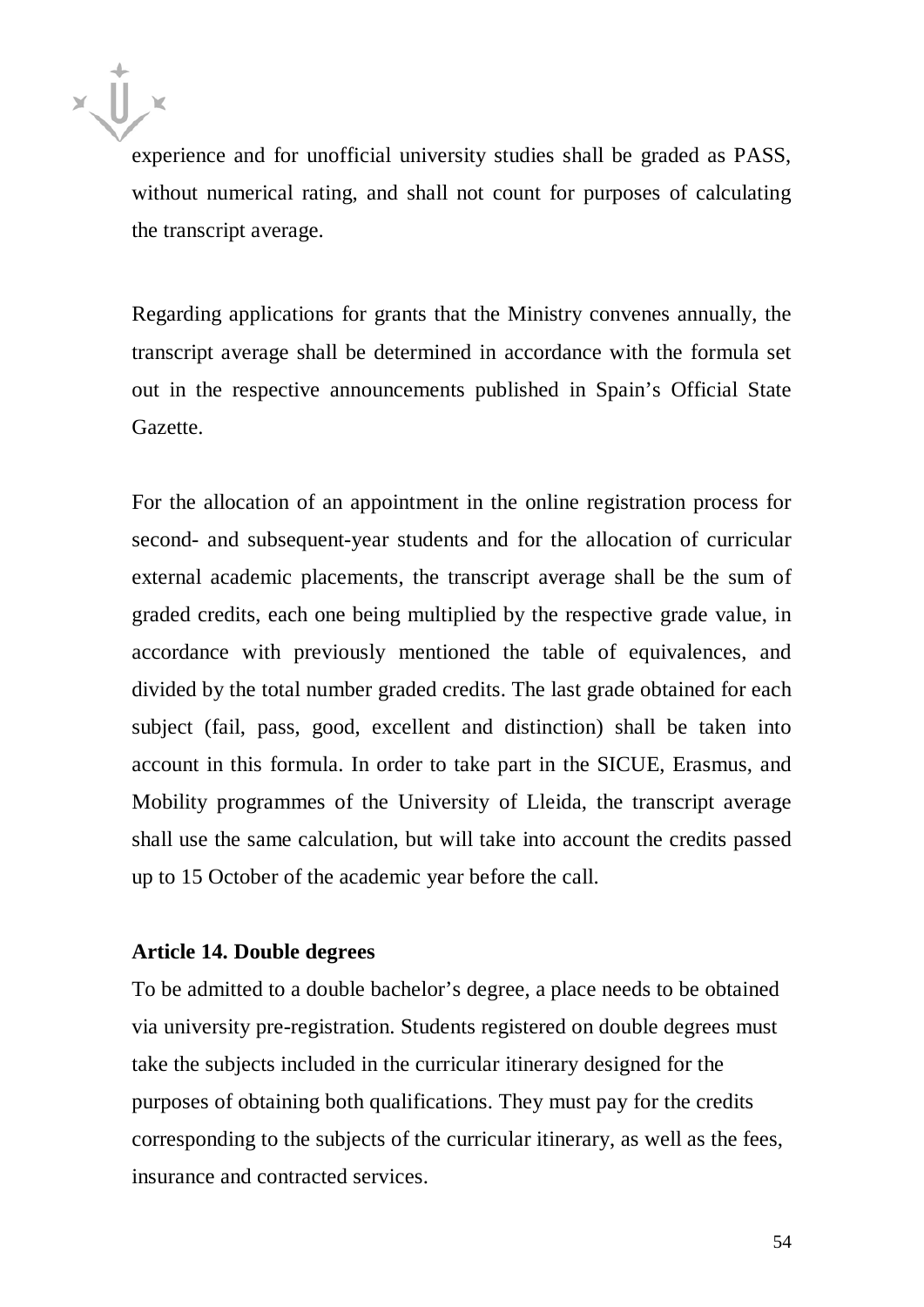experience and for unofficial university studies shall be graded as PASS, without numerical rating, and shall not count for purposes of calculating the transcript average.

Regarding applications for grants that the Ministry convenes annually, the transcript average shall be determined in accordance with the formula set out in the respective announcements published in Spain's Official State Gazette.

For the allocation of an appointment in the online registration process for second- and subsequent-year students and for the allocation of curricular external academic placements, the transcript average shall be the sum of graded credits, each one being multiplied by the respective grade value, in accordance with previously mentioned the table of equivalences, and divided by the total number graded credits. The last grade obtained for each subject (fail, pass, good, excellent and distinction) shall be taken into account in this formula. In order to take part in the SICUE, Erasmus, and Mobility programmes of the University of Lleida, the transcript average shall use the same calculation, but will take into account the credits passed up to 15 October of the academic year before the call.

**Article 14. Double degrees**

To be admitted to a double bachelor's degree, a place needs to be obtained via university pre-registration. Students registered on double degrees must take the subjects included in the curricular itinerary designed for the purposes of obtaining both qualifications. They must pay for the credits corresponding to the subjects of the curricular itinerary, as well as the fees, insurance and contracted services.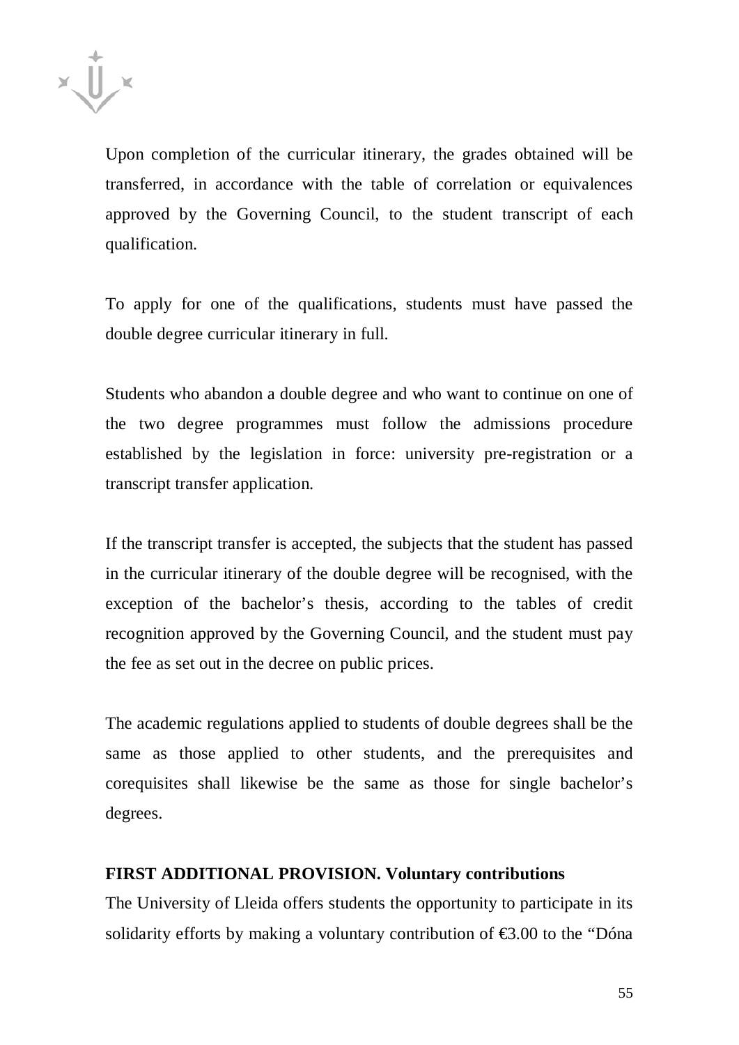Upon completion of the curricular itinerary, the grades obtained will be transferred, in accordance with the table of correlation or equivalences approved by the Governing Council, to the student transcript of each qualification.

To apply for one of the qualifications, students must have passed the double degree curricular itinerary in full.

Students who abandon a double degree and who want to continue on one of the two degree programmes must follow the admissions procedure established by the legislation in force: university pre-registration or a transcript transfer application.

If the transcript transfer is accepted, the subjects that the student has passed in the curricular itinerary of the double degree will be recognised, with the exception of the bachelor's thesis, according to the tables of credit recognition approved by the Governing Council, and the student must pay the fee as set out in the decree on public prices.

The academic regulations applied to students of double degrees shall be the same as those applied to other students, and the prerequisites and corequisites shall likewise be the same as those for single bachelor's degrees.

**FIRST ADDITIONAL PROVISION. Voluntary contributions**

The University of Lleida offers students the opportunity to participate in its solidarity efforts by making a voluntary contribution of €3.00 to the "Dóna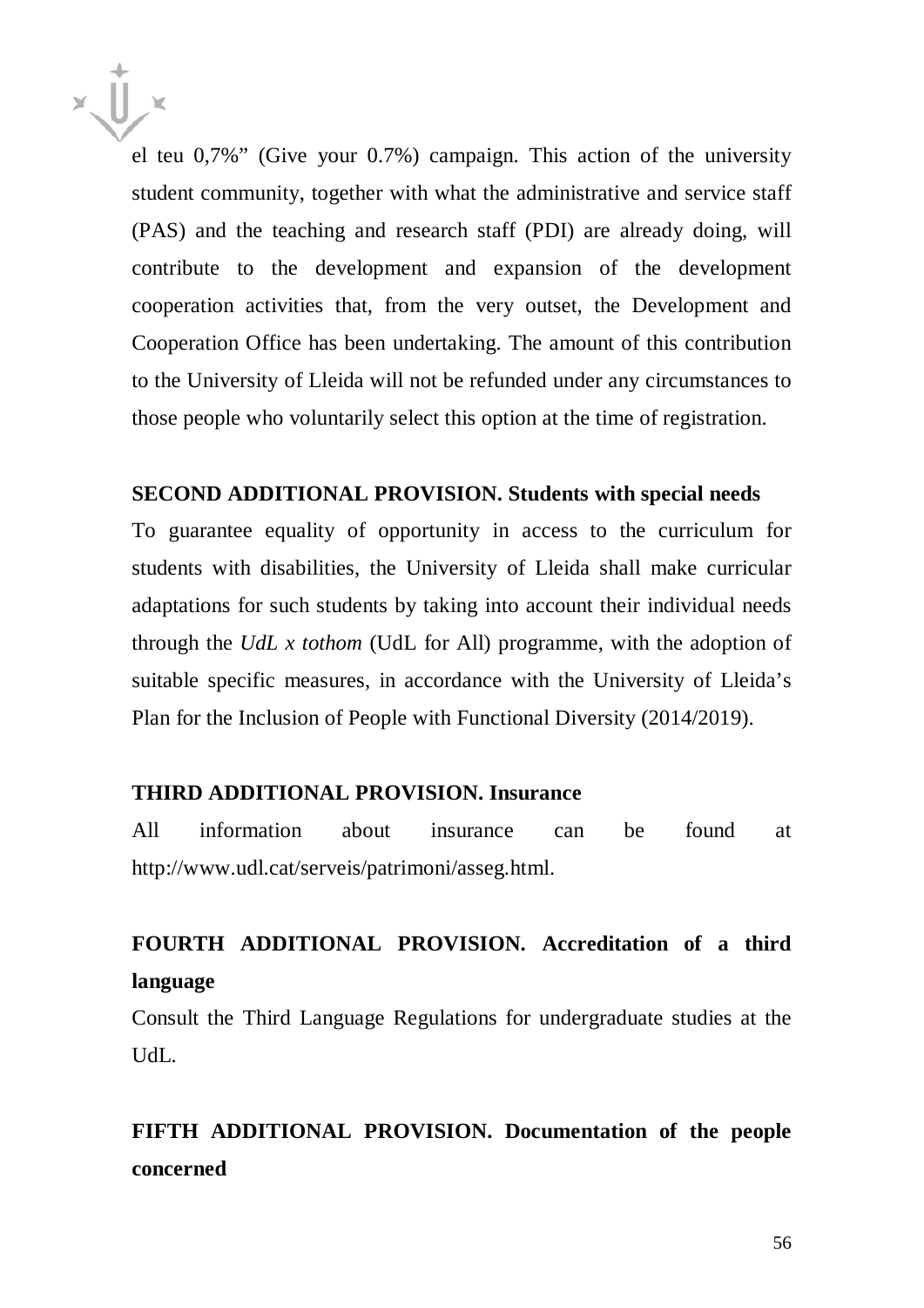el teu 0,7%" (Give your 0.7%) campaign. This action of the university student community, together with what the administrative and service staff (PAS) and the teaching and research staff (PDI) are already doing, will contribute to the development and expansion of the development cooperation activities that, from the very outset, the Development and Cooperation Office has been undertaking. The amount of this contribution to the University of Lleida will not be refunded under any circumstances to those people who voluntarily select this option at the time of registration.

**SECOND ADDITIONAL PROVISION. Students with special needs**

To guarantee equality of opportunity in access to the curriculum for students with disabilities, the University of Lleida shall make curricular adaptations for such students by taking into account their individual needs through the *UdL x tothom* (UdL for All) programme, with the adoption of suitable specific measures, in accordance with the University of Lleida's Plan for the Inclusion of People with Functional Diversity (2014/2019).

**THIRD ADDITIONAL PROVISION. Insurance**

All information about insurance can be found at http://www.udl.cat/serveis/patrimoni/asseg.html.

**FOURTH ADDITIONAL PROVISION. Accreditation of a third language**

Consult the Third Language Regulations for undergraduate studies at the UdL.

**FIFTH ADDITIONAL PROVISION. Documentation of the people concerned**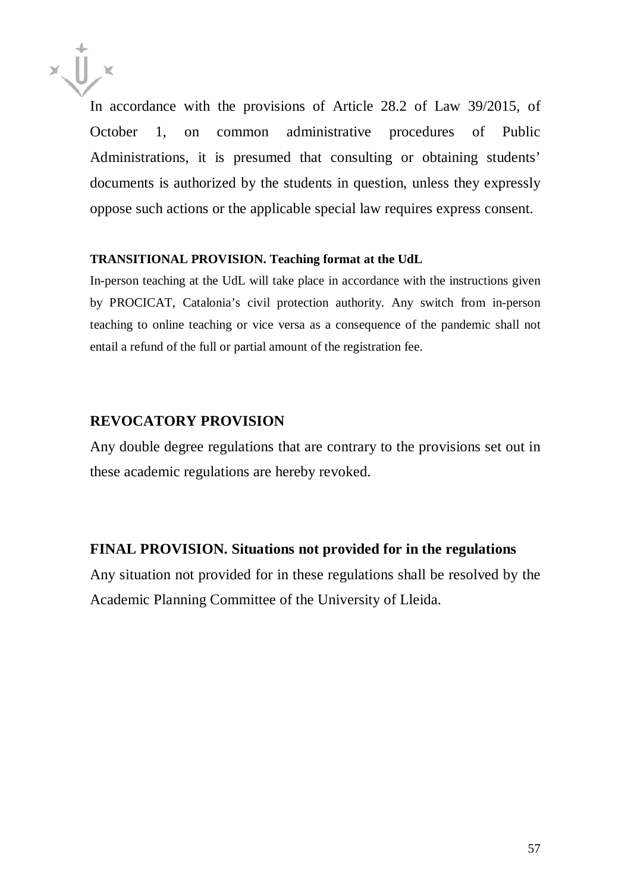In accordance with the provisions of Article 28.2 of Law 39/2015, of October 1, on common administrative procedures of Public Administrations, it is presumed that consulting or obtaining students' documents is authorized by the students in question, unless they expressly oppose such actions or the applicable special law requires express consent.

**TRANSITIONAL PROVISION. Teaching format at the UdL**

In-person teaching at the UdL will take place in accordance with the instructions given by PROCICAT, Catalonia's civil protection authority. Any switch from in-person teaching to online teaching or vice versa as a consequence of the pandemic shall not entail a refund of the full or partial amount of the registration fee.

## REVOCATORY PROVISION

Any double degree regulations that are contrary to the provisions set out in these academic regulations are hereby revoked.

## FINAL PROVISION. Situations not provided for in the regulations

Any situation not provided for in these regulations shall be resolved by the Academic Planning Committee of the University of Lleida.